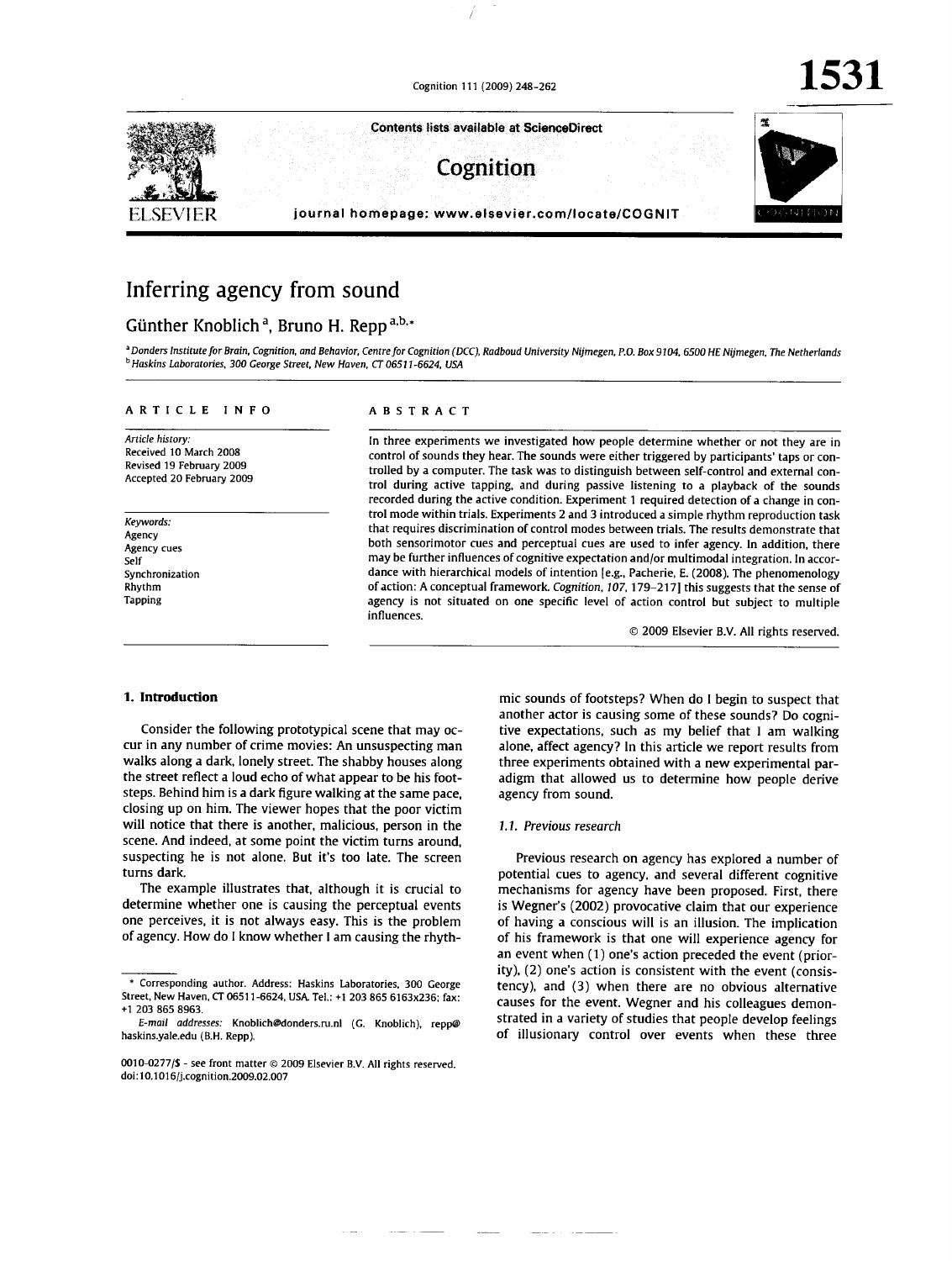# Inferring agency from sound

Günther Knoblich [a], Bruno H. Repp [a,b,*]

[a] Donders Institute for Brain, Cognition, and Behavior, Centre for Cognition (DCC), Radboud University Nijmegen, P.O. Box 9104, 6500 HE Nijmegen, The Netherlands
[b] Haskins Laboratories, 300 George Street, New Haven, CT 06511-6624, USA

**ARTICLE INFO**

*Article history:*
Received 10 March 2008
Revised 19 February 2009
Accepted 20 February 2009

*Keywords:*
Agency
Agency cues
Self
Synchronization
Rhythm
Tapping

**ABSTRACT**

In three experiments we investigated how people determine whether or not they are in control of sounds they hear. The sounds were either triggered by participants' taps or controlled by a computer. The task was to distinguish between self-control and external control during active tapping, and during passive listening to a playback of the sounds recorded during the active condition. Experiment 1 required detection of a change in control mode within trials. Experiments 2 and 3 introduced a simple rhythm reproduction task that requires discrimination of control modes between trials. The results demonstrate that both sensorimotor cues and perceptual cues are used to infer agency. In addition, there may be further influences of cognitive expectation and/or multimodal integration. In accordance with hierarchical models of intention [e.g., Pacherie, E. (2008). The phenomenology of action: A conceptual framework. *Cognition, 107*, 179–217] this suggests that the sense of agency is not situated on one specific level of action control but subject to multiple influences.

© 2009 Elsevier B.V. All rights reserved.

## 1. Introduction

Consider the following prototypical scene that may occur in any number of crime movies: An unsuspecting man walks along a dark, lonely street. The shabby houses along the street reflect a loud echo of what appear to be his footsteps. Behind him is a dark figure walking at the same pace, closing up on him. The viewer hopes that the poor victim will notice that there is another, malicious, person in the scene. And indeed, at some point the victim turns around, suspecting he is not alone. But it's too late. The screen turns dark.

The example illustrates that, although it is crucial to determine whether one is causing the perceptual events one perceives, it is not always easy. This is the problem of agency. How do I know whether I am causing the rhythmic sounds of footsteps? When do I begin to suspect that another actor is causing some of these sounds? Do cognitive expectations, such as my belief that I am walking alone, affect agency? In this article we report results from three experiments obtained with a new experimental paradigm that allowed us to determine how people derive agency from sound.

### 1.1. Previous research

Previous research on agency has explored a number of potential cues to agency, and several different cognitive mechanisms for agency have been proposed. First, there is Wegner's (2002) provocative claim that our experience of having a conscious will is an illusion. The implication of his framework is that one will experience agency for an event when (1) one's action preceded the event (priority), (2) one's action is consistent with the event (consistency), and (3) when there are no obvious alternative causes for the event. Wegner and his colleagues demonstrated in a variety of studies that people develop feelings of illusionary control over events when these three

---

* Corresponding author. Address: Haskins Laboratories, 300 George Street, New Haven, CT 06511-6624, USA. Tel.: +1 203 865 6163x236; fax: +1 203 865 8963.

*E-mail addresses:* Knoblich@donders.ru.nl (G. Knoblich), repp@haskins.yale.edu (B.H. Repp).

0010-0277/$ - see front matter © 2009 Elsevier B.V. All rights reserved.
doi:10.1016/j.cognition.2009.02.007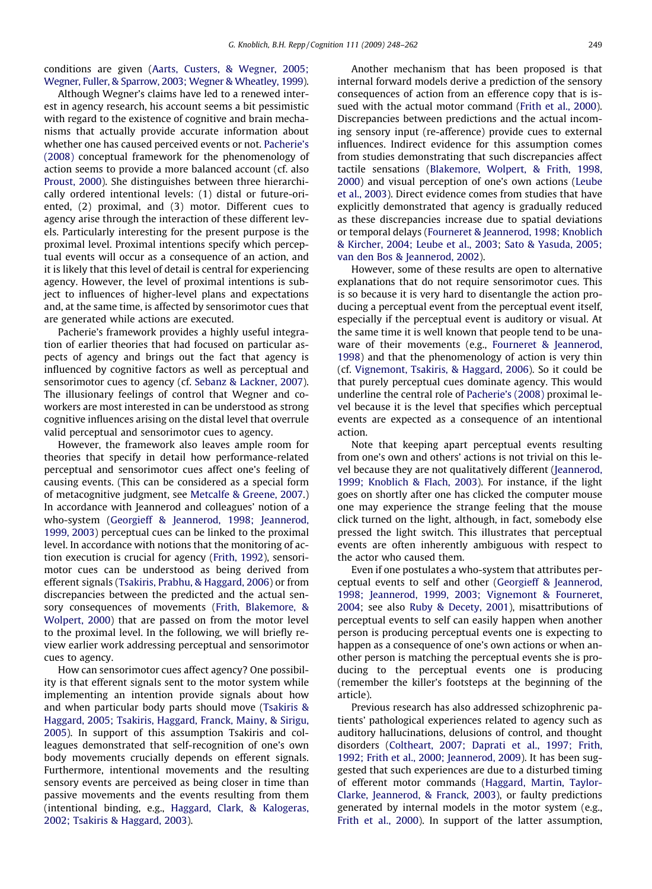conditions are given (Aarts, Custers, & Wegner, 2005; Wegner, Fuller, & Sparrow, 2003; Wegner & Wheatley, 1999).

Although Wegner's claims have led to a renewed interest in agency research, his account seems a bit pessimistic with regard to the existence of cognitive and brain mechanisms that actually provide accurate information about whether one has caused perceived events or not. Pacherie's (2008) conceptual framework for the phenomenology of action seems to provide a more balanced account (cf. also Proust, 2000). She distinguishes between three hierarchically ordered intentional levels: (1) distal or future-oriented, (2) proximal, and (3) motor. Different cues to agency arise through the interaction of these different levels. Particularly interesting for the present purpose is the proximal level. Proximal intentions specify which perceptual events will occur as a consequence of an action, and it is likely that this level of detail is central for experiencing agency. However, the level of proximal intentions is subject to influences of higher-level plans and expectations and, at the same time, is affected by sensorimotor cues that are generated while actions are executed.

Pacherie's framework provides a highly useful integration of earlier theories that had focused on particular aspects of agency and brings out the fact that agency is influenced by cognitive factors as well as perceptual and sensorimotor cues to agency (cf. Sebanz & Lackner, 2007). The illusionary feelings of control that Wegner and coworkers are most interested in can be understood as strong cognitive influences arising on the distal level that overrule valid perceptual and sensorimotor cues to agency.

However, the framework also leaves ample room for theories that specify in detail how performance-related perceptual and sensorimotor cues affect one's feeling of causing events. (This can be considered as a special form of metacognitive judgment, see Metcalfe & Greene, 2007.) In accordance with Jeannerod and colleagues' notion of a who-system (Georgieff & Jeannerod, 1998; Jeannerod, 1999, 2003) perceptual cues can be linked to the proximal level. In accordance with notions that the monitoring of action execution is crucial for agency (Frith, 1992), sensorimotor cues can be understood as being derived from efferent signals (Tsakiris, Prabhu, & Haggard, 2006) or from discrepancies between the predicted and the actual sensory consequences of movements (Frith, Blakemore, & Wolpert, 2000) that are passed on from the motor level to the proximal level. In the following, we will briefly review earlier work addressing perceptual and sensorimotor cues to agency.

How can sensorimotor cues affect agency? One possibility is that efferent signals sent to the motor system while implementing an intention provide signals about how and when particular body parts should move (Tsakiris & Haggard, 2005; Tsakiris, Haggard, Franck, Mainy, & Sirigu, 2005). In support of this assumption Tsakiris and colleagues demonstrated that self-recognition of one's own body movements crucially depends on efferent signals. Furthermore, intentional movements and the resulting sensory events are perceived as being closer in time than passive movements and the events resulting from them (intentional binding, e.g., Haggard, Clark, & Kalogeras, 2002; Tsakiris & Haggard, 2003).

Another mechanism that has been proposed is that internal forward models derive a prediction of the sensory consequences of action from an efference copy that is issued with the actual motor command (Frith et al., 2000). Discrepancies between predictions and the actual incoming sensory input (re-afference) provide cues to external influences. Indirect evidence for this assumption comes from studies demonstrating that such discrepancies affect tactile sensations (Blakemore, Wolpert, & Frith, 1998, 2000) and visual perception of one's own actions (Leube et al., 2003). Direct evidence comes from studies that have explicitly demonstrated that agency is gradually reduced as these discrepancies increase due to spatial deviations or temporal delays (Fourneret & Jeannerod, 1998; Knoblich & Kircher, 2004; Leube et al., 2003; Sato & Yasuda, 2005; van den Bos & Jeannerod, 2002).

However, some of these results are open to alternative explanations that do not require sensorimotor cues. This is so because it is very hard to disentangle the action producing a perceptual event from the perceptual event itself, especially if the perceptual event is auditory or visual. At the same time it is well known that people tend to be unaware of their movements (e.g., Fourneret & Jeannerod, 1998) and that the phenomenology of action is very thin (cf. Vignemont, Tsakiris, & Haggard, 2006). So it could be that purely perceptual cues dominate agency. This would underline the central role of Pacherie's (2008) proximal level because it is the level that specifies which perceptual events are expected as a consequence of an intentional action.

Note that keeping apart perceptual events resulting from one's own and others' actions is not trivial on this level because they are not qualitatively different (Jeannerod, 1999; Knoblich & Flach, 2003). For instance, if the light goes on shortly after one has clicked the computer mouse one may experience the strange feeling that the mouse click turned on the light, although, in fact, somebody else pressed the light switch. This illustrates that perceptual events are often inherently ambiguous with respect to the actor who caused them.

Even if one postulates a who-system that attributes perceptual events to self and other (Georgieff & Jeannerod, 1998; Jeannerod, 1999, 2003; Vignemont & Fourneret, 2004; see also Ruby & Decety, 2001), misattributions of perceptual events to self can easily happen when another person is producing perceptual events one is expecting to happen as a consequence of one's own actions or when another person is matching the perceptual events she is producing to the perceptual events one is producing (remember the killer's footsteps at the beginning of the article).

Previous research has also addressed schizophrenic patients' pathological experiences related to agency such as auditory hallucinations, delusions of control, and thought disorders (Coltheart, 2007; Daprati et al., 1997; Frith, 1992; Frith et al., 2000; Jeannerod, 2009). It has been suggested that such experiences are due to a disturbed timing of efferent motor commands (Haggard, Martin, Taylor-Clarke, Jeannerod, & Franck, 2003), or faulty predictions generated by internal models in the motor system (e.g., Frith et al., 2000). In support of the latter assumption,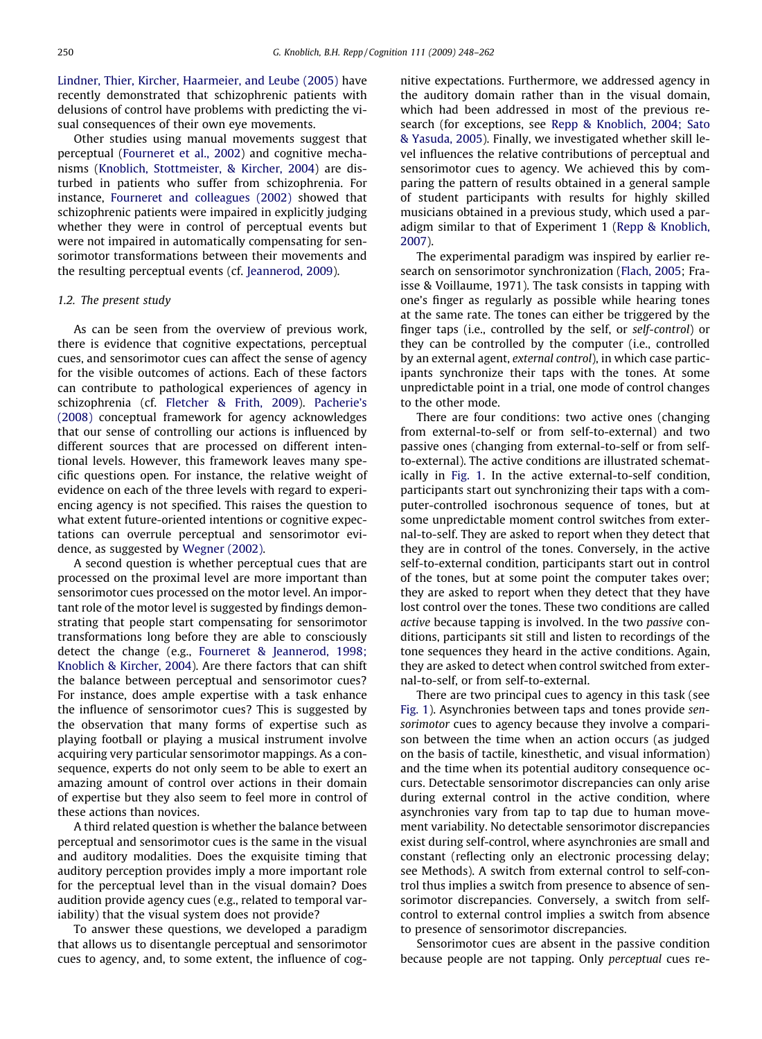Lindner, Thier, Kircher, Haarmeier, and Leube (2005) have recently demonstrated that schizophrenic patients with delusions of control have problems with predicting the visual consequences of their own eye movements.

Other studies using manual movements suggest that perceptual (Fourneret et al., 2002) and cognitive mechanisms (Knoblich, Stottmeister, & Kircher, 2004) are disturbed in patients who suffer from schizophrenia. For instance, Fourneret and colleagues (2002) showed that schizophrenic patients were impaired in explicitly judging whether they were in control of perceptual events but were not impaired in automatically compensating for sensorimotor transformations between their movements and the resulting perceptual events (cf. Jeannerod, 2009).

### 1.2. The present study

As can be seen from the overview of previous work, there is evidence that cognitive expectations, perceptual cues, and sensorimotor cues can affect the sense of agency for the visible outcomes of actions. Each of these factors can contribute to pathological experiences of agency in schizophrenia (cf. Fletcher & Frith, 2009). Pacherie's (2008) conceptual framework for agency acknowledges that our sense of controlling our actions is influenced by different sources that are processed on different intentional levels. However, this framework leaves many specific questions open. For instance, the relative weight of evidence on each of the three levels with regard to experiencing agency is not specified. This raises the question to what extent future-oriented intentions or cognitive expectations can overrule perceptual and sensorimotor evidence, as suggested by Wegner (2002).

A second question is whether perceptual cues that are processed on the proximal level are more important than sensorimotor cues processed on the motor level. An important role of the motor level is suggested by findings demonstrating that people start compensating for sensorimotor transformations long before they are able to consciously detect the change (e.g., Fourneret & Jeannerod, 1998; Knoblich & Kircher, 2004). Are there factors that can shift the balance between perceptual and sensorimotor cues? For instance, does ample expertise with a task enhance the influence of sensorimotor cues? This is suggested by the observation that many forms of expertise such as playing football or playing a musical instrument involve acquiring very particular sensorimotor mappings. As a consequence, experts do not only seem to be able to exert an amazing amount of control over actions in their domain of expertise but they also seem to feel more in control of these actions than novices.

A third related question is whether the balance between perceptual and sensorimotor cues is the same in the visual and auditory modalities. Does the exquisite timing that auditory perception provides imply a more important role for the perceptual level than in the visual domain? Does audition provide agency cues (e.g., related to temporal variability) that the visual system does not provide?

To answer these questions, we developed a paradigm that allows us to disentangle perceptual and sensorimotor cues to agency, and, to some extent, the influence of cognitive expectations. Furthermore, we addressed agency in the auditory domain rather than in the visual domain, which had been addressed in most of the previous research (for exceptions, see Repp & Knoblich, 2004; Sato & Yasuda, 2005). Finally, we investigated whether skill level influences the relative contributions of perceptual and sensorimotor cues to agency. We achieved this by comparing the pattern of results obtained in a general sample of student participants with results for highly skilled musicians obtained in a previous study, which used a paradigm similar to that of Experiment 1 (Repp & Knoblich, 2007).

The experimental paradigm was inspired by earlier research on sensorimotor synchronization (Flach, 2005; Fraisse & Voillaume, 1971). The task consists in tapping with one's finger as regularly as possible while hearing tones at the same rate. The tones can either be triggered by the finger taps (i.e., controlled by the self, or *self-control*) or they can be controlled by the computer (i.e., controlled by an external agent, *external control*), in which case participants synchronize their taps with the tones. At some unpredictable point in a trial, one mode of control changes to the other mode.

There are four conditions: two active ones (changing from external-to-self or from self-to-external) and two passive ones (changing from external-to-self or from self-to-external). The active conditions are illustrated schematically in Fig. 1. In the active external-to-self condition, participants start out synchronizing their taps with a computer-controlled isochronous sequence of tones, but at some unpredictable moment control switches from external-to-self. They are asked to report when they detect that they are in control of the tones. Conversely, in the active self-to-external condition, participants start out in control of the tones, but at some point the computer takes over; they are asked to report when they detect that they have lost control over the tones. These two conditions are called *active* because tapping is involved. In the two *passive* conditions, participants sit still and listen to recordings of the tone sequences they heard in the active conditions. Again, they are asked to detect when control switched from external-to-self, or from self-to-external.

There are two principal cues to agency in this task (see Fig. 1). Asynchronies between taps and tones provide *sensorimotor* cues to agency because they involve a comparison between the time when an action occurs (as judged on the basis of tactile, kinesthetic, and visual information) and the time when its potential auditory consequence occurs. Detectable sensorimotor discrepancies can only arise during external control in the active condition, where asynchronies vary from tap to tap due to human movement variability. No detectable sensorimotor discrepancies exist during self-control, where asynchronies are small and constant (reflecting only an electronic processing delay; see Methods). A switch from external control to self-control thus implies a switch from presence to absence of sensorimotor discrepancies. Conversely, a switch from self-control to external control implies a switch from absence to presence of sensorimotor discrepancies.

Sensorimotor cues are absent in the passive condition because people are not tapping. Only *perceptual* cues re-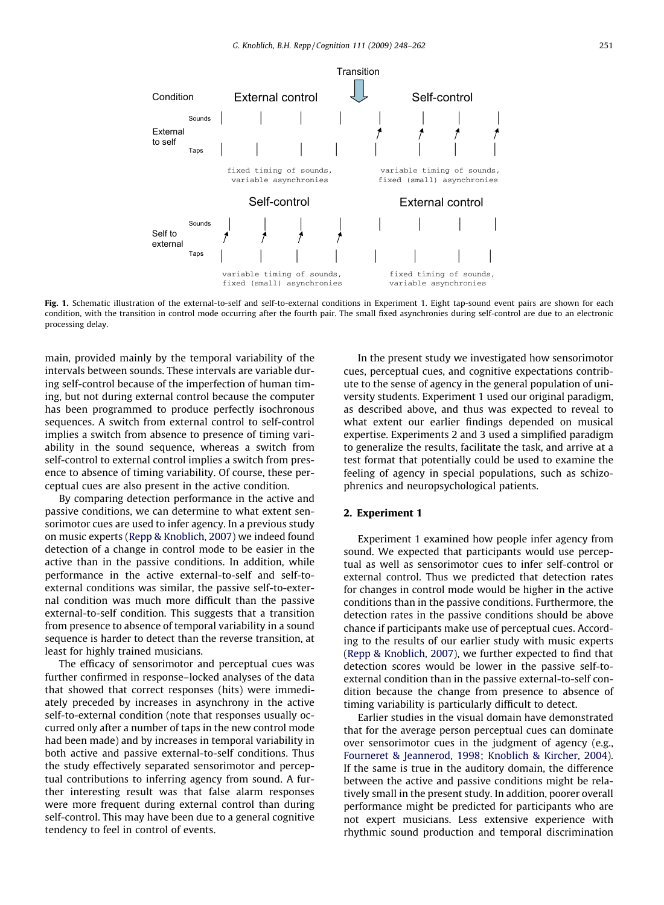Transition

Condition External control Self-control

External to self

Sounds

Taps

fixed timing of sounds, variable asynchronies

variable timing of sounds, fixed (small) asynchronies

Self-control External control

Self to external

Sounds

Taps

variable timing of sounds, fixed (small) asynchronies

fixed timing of sounds, variable asynchronies

**Fig. 1.** Schematic illustration of the external-to-self and self-to-external conditions in Experiment 1. Eight tap-sound event pairs are shown for each condition, with the transition in control mode occurring after the fourth pair. The small fixed asynchronies during self-control are due to an electronic processing delay.

main, provided mainly by the temporal variability of the intervals between sounds. These intervals are variable during self-control because of the imperfection of human timing, but not during external control because the computer has been programmed to produce perfectly isochronous sequences. A switch from external control to self-control implies a switch from absence to presence of timing variability in the sound sequence, whereas a switch from self-control to external control implies a switch from presence to absence of timing variability. Of course, these perceptual cues are also present in the active condition.

By comparing detection performance in the active and passive conditions, we can determine to what extent sensorimotor cues are used to infer agency. In a previous study on music experts (Repp & Knoblich, 2007) we indeed found detection of a change in control mode to be easier in the active than in the passive conditions. In addition, while performance in the active external-to-self and self-to-external conditions was similar, the passive self-to-external condition was much more difficult than the passive external-to-self condition. This suggests that a transition from presence to absence of temporal variability in a sound sequence is harder to detect than the reverse transition, at least for highly trained musicians.

The efficacy of sensorimotor and perceptual cues was further confirmed in response–locked analyses of the data that showed that correct responses (hits) were immediately preceded by increases in asynchrony in the active self-to-external condition (note that responses usually occurred only after a number of taps in the new control mode had been made) and by increases in temporal variability in both active and passive external-to-self conditions. Thus the study effectively separated sensorimotor and perceptual contributions to inferring agency from sound. A further interesting result was that false alarm responses were more frequent during external control than during self-control. This may have been due to a general cognitive tendency to feel in control of events.

In the present study we investigated how sensorimotor cues, perceptual cues, and cognitive expectations contribute to the sense of agency in the general population of university students. Experiment 1 used our original paradigm, as described above, and thus was expected to reveal to what extent our earlier findings depended on musical expertise. Experiments 2 and 3 used a simplified paradigm to generalize the results, facilitate the task, and arrive at a test format that potentially could be used to examine the feeling of agency in special populations, such as schizophrenics and neuropsychological patients.

## 2. Experiment 1

Experiment 1 examined how people infer agency from sound. We expected that participants would use perceptual as well as sensorimotor cues to infer self-control or external control. Thus we predicted that detection rates for changes in control mode would be higher in the active conditions than in the passive conditions. Furthermore, the detection rates in the passive conditions should be above chance if participants make use of perceptual cues. According to the results of our earlier study with music experts (Repp & Knoblich, 2007), we further expected to find that detection scores would be lower in the passive self-to-external condition than in the passive external-to-self condition because the change from presence to absence of timing variability is particularly difficult to detect.

Earlier studies in the visual domain have demonstrated that for the average person perceptual cues can dominate over sensorimotor cues in the judgment of agency (e.g., Fourneret & Jeannerod, 1998; Knoblich & Kircher, 2004). If the same is true in the auditory domain, the difference between the active and passive conditions might be relatively small in the present study. In addition, poorer overall performance might be predicted for participants who are not expert musicians. Less extensive experience with rhythmic sound production and temporal discrimination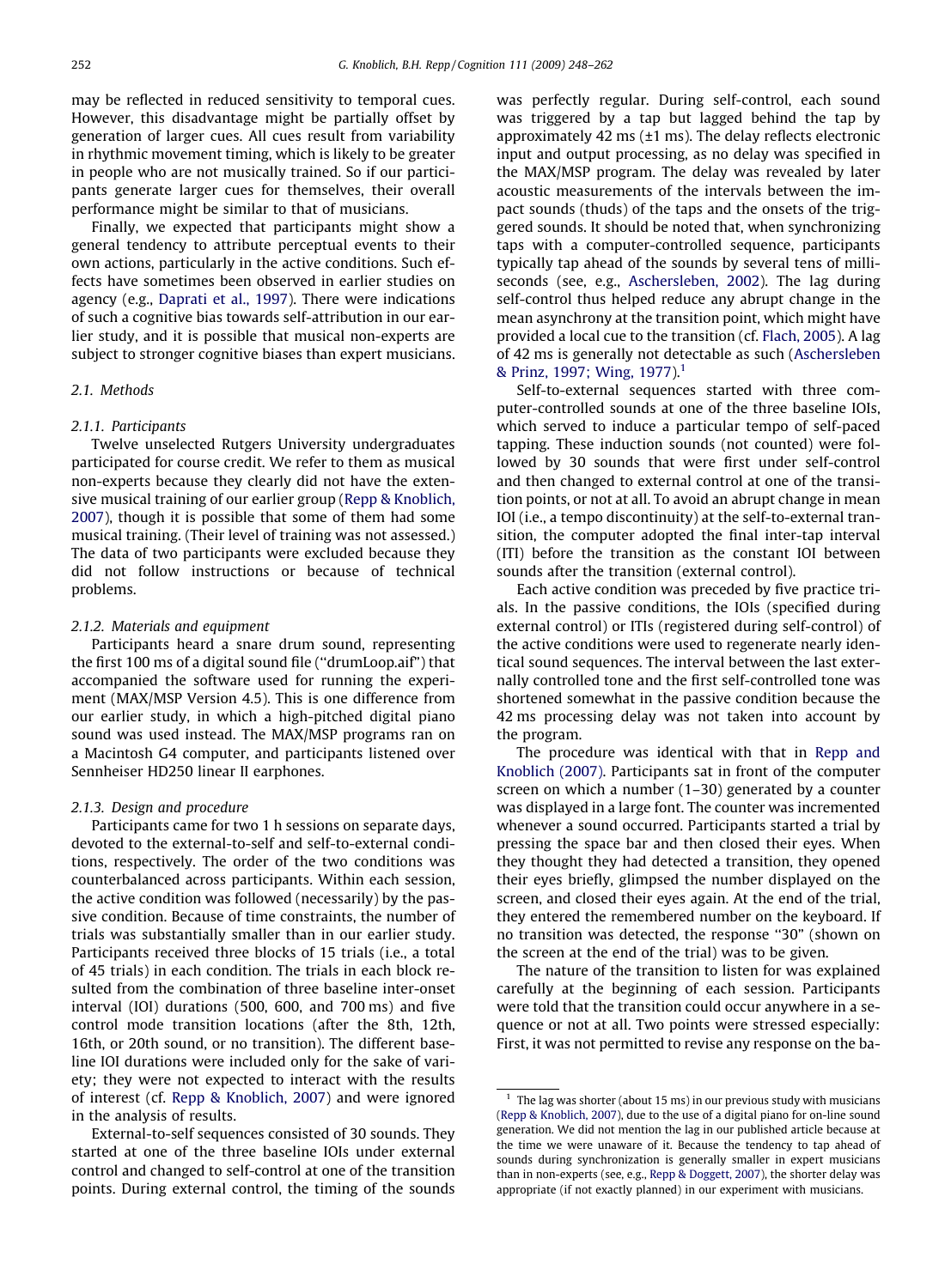may be reflected in reduced sensitivity to temporal cues. However, this disadvantage might be partially offset by generation of larger cues. All cues result from variability in rhythmic movement timing, which is likely to be greater in people who are not musically trained. So if our participants generate larger cues for themselves, their overall performance might be similar to that of musicians.

Finally, we expected that participants might show a general tendency to attribute perceptual events to their own actions, particularly in the active conditions. Such effects have sometimes been observed in earlier studies on agency (e.g., Daprati et al., 1997). There were indications of such a cognitive bias towards self-attribution in our earlier study, and it is possible that musical non-experts are subject to stronger cognitive biases than expert musicians.

### 2.1. Methods

#### 2.1.1. Participants

Twelve unselected Rutgers University undergraduates participated for course credit. We refer to them as musical non-experts because they clearly did not have the extensive musical training of our earlier group (Repp & Knoblich, 2007), though it is possible that some of them had some musical training. (Their level of training was not assessed.) The data of two participants were excluded because they did not follow instructions or because of technical problems.

#### 2.1.2. Materials and equipment

Participants heard a snare drum sound, representing the first 100 ms of a digital sound file ("drumLoop.aif") that accompanied the software used for running the experiment (MAX/MSP Version 4.5). This is one difference from our earlier study, in which a high-pitched digital piano sound was used instead. The MAX/MSP programs ran on a Macintosh G4 computer, and participants listened over Sennheiser HD250 linear II earphones.

#### 2.1.3. Design and procedure

Participants came for two 1 h sessions on separate days, devoted to the external-to-self and self-to-external conditions, respectively. The order of the two conditions was counterbalanced across participants. Within each session, the active condition was followed (necessarily) by the passive condition. Because of time constraints, the number of trials was substantially smaller than in our earlier study. Participants received three blocks of 15 trials (i.e., a total of 45 trials) in each condition. The trials in each block resulted from the combination of three baseline inter-onset interval (IOI) durations (500, 600, and 700 ms) and five control mode transition locations (after the 8th, 12th, 16th, or 20th sound, or no transition). The different baseline IOI durations were included only for the sake of variety; they were not expected to interact with the results of interest (cf. Repp & Knoblich, 2007) and were ignored in the analysis of results.

External-to-self sequences consisted of 30 sounds. They started at one of the three baseline IOIs under external control and changed to self-control at one of the transition points. During external control, the timing of the sounds was perfectly regular. During self-control, each sound was triggered by a tap but lagged behind the tap by approximately 42 ms (±1 ms). The delay reflects electronic input and output processing, as no delay was specified in the MAX/MSP program. The delay was revealed by later acoustic measurements of the intervals between the impact sounds (thuds) of the taps and the onsets of the triggered sounds. It should be noted that, when synchronizing taps with a computer-controlled sequence, participants typically tap ahead of the sounds by several tens of milliseconds (see, e.g., Aschersleben, 2002). The lag during self-control thus helped reduce any abrupt change in the mean asynchrony at the transition point, which might have provided a local cue to the transition (cf. Flach, 2005). A lag of 42 ms is generally not detectable as such (Aschersleben & Prinz, 1997; Wing, 1977).[1]

Self-to-external sequences started with three computer-controlled sounds at one of the three baseline IOIs, which served to induce a particular tempo of self-paced tapping. These induction sounds (not counted) were followed by 30 sounds that were first under self-control and then changed to external control at one of the transition points, or not at all. To avoid an abrupt change in mean IOI (i.e., a tempo discontinuity) at the self-to-external transition, the computer adopted the final inter-tap interval (ITI) before the transition as the constant IOI between sounds after the transition (external control).

Each active condition was preceded by five practice trials. In the passive conditions, the IOIs (specified during external control) or ITIs (registered during self-control) of the active conditions were used to regenerate nearly identical sound sequences. The interval between the last externally controlled tone and the first self-controlled tone was shortened somewhat in the passive condition because the 42 ms processing delay was not taken into account by the program.

The procedure was identical with that in Repp and Knoblich (2007). Participants sat in front of the computer screen on which a number (1–30) generated by a counter was displayed in a large font. The counter was incremented whenever a sound occurred. Participants started a trial by pressing the space bar and then closed their eyes. When they thought they had detected a transition, they opened their eyes briefly, glimpsed the number displayed on the screen, and closed their eyes again. At the end of the trial, they entered the remembered number on the keyboard. If no transition was detected, the response "30" (shown on the screen at the end of the trial) was to be given.

The nature of the transition to listen for was explained carefully at the beginning of each session. Participants were told that the transition could occur anywhere in a sequence or not at all. Two points were stressed especially: First, it was not permitted to revise any response on the ba-

---

[1] The lag was shorter (about 15 ms) in our previous study with musicians (Repp & Knoblich, 2007), due to the use of a digital piano for on-line sound generation. We did not mention the lag in our published article because at the time we were unaware of it. Because the tendency to tap ahead of sounds during synchronization is generally smaller in expert musicians than in non-experts (see, e.g., Repp & Doggett, 2007), the shorter delay was appropriate (if not exactly planned) in our experiment with musicians.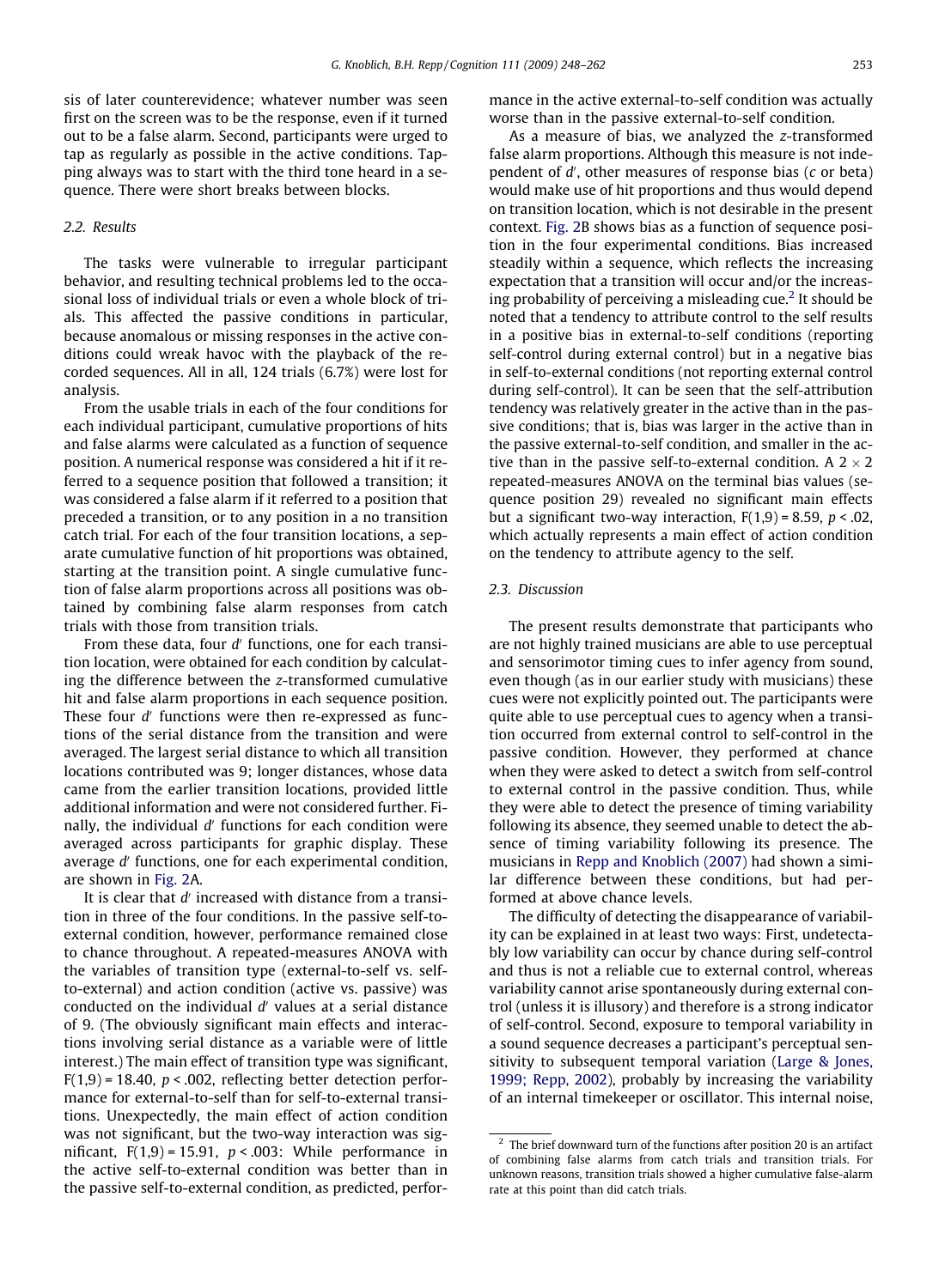sis of later counterevidence; whatever number was seen first on the screen was to be the response, even if it turned out to be a false alarm. Second, participants were urged to tap as regularly as possible in the active conditions. Tapping always was to start with the third tone heard in a sequence. There were short breaks between blocks.

### 2.2. Results

The tasks were vulnerable to irregular participant behavior, and resulting technical problems led to the occasional loss of individual trials or even a whole block of trials. This affected the passive conditions in particular, because anomalous or missing responses in the active conditions could wreak havoc with the playback of the recorded sequences. All in all, 124 trials (6.7%) were lost for analysis.

From the usable trials in each of the four conditions for each individual participant, cumulative proportions of hits and false alarms were calculated as a function of sequence position. A numerical response was considered a hit if it referred to a sequence position that followed a transition; it was considered a false alarm if it referred to a position that preceded a transition, or to any position in a no transition catch trial. For each of the four transition locations, a separate cumulative function of hit proportions was obtained, starting at the transition point. A single cumulative function of false alarm proportions across all positions was obtained by combining false alarm responses from catch trials with those from transition trials.

From these data, four $d'$ functions, one for each transition location, were obtained for each condition by calculating the difference between the z-transformed cumulative hit and false alarm proportions in each sequence position. These four $d'$ functions were then re-expressed as functions of the serial distance from the transition and were averaged. The largest serial distance to which all transition locations contributed was 9; longer distances, whose data came from the earlier transition locations, provided little additional information and were not considered further. Finally, the individual $d'$ functions for each condition were averaged across participants for graphic display. These average $d'$ functions, one for each experimental condition, are shown in Fig. 2A.

It is clear that $d'$ increased with distance from a transition in three of the four conditions. In the passive self-to-external condition, however, performance remained close to chance throughout. A repeated-measures ANOVA with the variables of transition type (external-to-self vs. self-to-external) and action condition (active vs. passive) was conducted on the individual $d'$ values at a serial distance of 9. (The obviously significant main effects and interactions involving serial distance as a variable were of little interest.) The main effect of transition type was significant, $F(1,9) = 18.40$, $p < .002$, reflecting better detection performance for external-to-self than for self-to-external transitions. Unexpectedly, the main effect of action condition was not significant, but the two-way interaction was significant, $F(1,9) = 15.91$, $p < .003$: While performance in the active self-to-external condition was better than in the passive self-to-external condition, as predicted, performance in the active external-to-self condition was actually worse than in the passive external-to-self condition.

As a measure of bias, we analyzed the z-transformed false alarm proportions. Although this measure is not independent of $d'$, other measures of response bias ($c$ or beta) would make use of hit proportions and thus would depend on transition location, which is not desirable in the present context. Fig. 2B shows bias as a function of sequence position in the four experimental conditions. Bias increased steadily within a sequence, which reflects the increasing expectation that a transition will occur and/or the increasing probability of perceiving a misleading cue.[2] It should be noted that a tendency to attribute control to the self results in a positive bias in external-to-self conditions (reporting self-control during external control) but in a negative bias in self-to-external conditions (not reporting external control during self-control). It can be seen that the self-attribution tendency was relatively greater in the active than in the passive conditions; that is, bias was larger in the active than in the passive external-to-self condition, and smaller in the active than in the passive self-to-external condition. A $2 \times 2$ repeated-measures ANOVA on the terminal bias values (sequence position 29) revealed no significant main effects but a significant two-way interaction, $F(1,9) = 8.59$, $p < .02$, which actually represents a main effect of action condition on the tendency to attribute agency to the self.

### 2.3. Discussion

The present results demonstrate that participants who are not highly trained musicians are able to use perceptual and sensorimotor timing cues to infer agency from sound, even though (as in our earlier study with musicians) these cues were not explicitly pointed out. The participants were quite able to use perceptual cues to agency when a transition occurred from external control to self-control in the passive condition. However, they performed at chance when they were asked to detect a switch from self-control to external control in the passive condition. Thus, while they were able to detect the presence of timing variability following its absence, they seemed unable to detect the absence of timing variability following its presence. The musicians in Repp and Knoblich (2007) had shown a similar difference between these conditions, but had performed at above chance levels.

The difficulty of detecting the disappearance of variability can be explained in at least two ways: First, undetectably low variability can occur by chance during self-control and thus is not a reliable cue to external control, whereas variability cannot arise spontaneously during external control (unless it is illusory) and therefore is a strong indicator of self-control. Second, exposure to temporal variability in a sound sequence decreases a participant's perceptual sensitivity to subsequent temporal variation (Large & Jones, 1999; Repp, 2002), probably by increasing the variability of an internal timekeeper or oscillator. This internal noise,

[2] The brief downward turn of the functions after position 20 is an artifact of combining false alarms from catch trials and transition trials. For unknown reasons, transition trials showed a higher cumulative false-alarm rate at this point than did catch trials.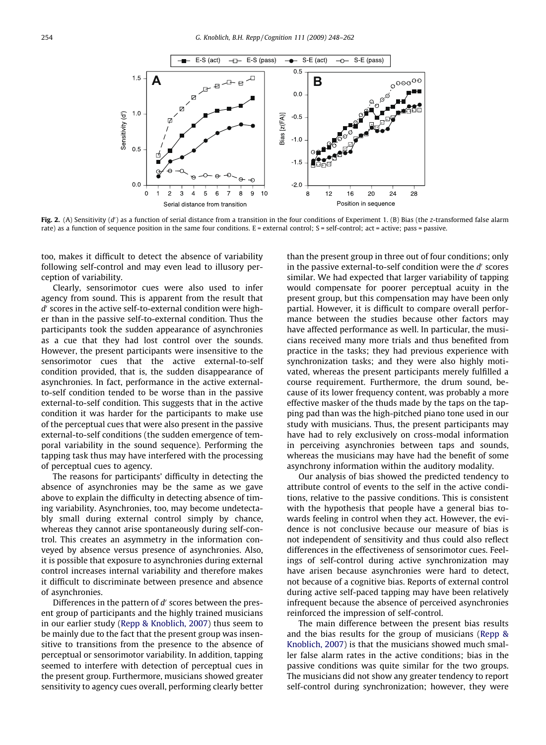Fig. 2. (A) Sensitivity ($d'$) as a function of serial distance from a transition in the four conditions of Experiment 1. (B) Bias (the $z$-transformed false alarm rate) as a function of sequence position in the same four conditions. E = external control; S = self-control; act = active; pass = passive.

too, makes it difficult to detect the absence of variability following self-control and may even lead to illusory perception of variability.

Clearly, sensorimotor cues were also used to infer agency from sound. This is apparent from the result that $d'$ scores in the active self-to-external condition were higher than in the passive self-to-external condition. Thus the participants took the sudden appearance of asynchronies as a cue that they had lost control over the sounds. However, the present participants were insensitive to the sensorimotor cues that the active external-to-self condition provided, that is, the sudden disappearance of asynchronies. In fact, performance in the active external-to-self condition tended to be worse than in the passive external-to-self condition. This suggests that in the active condition it was harder for the participants to make use of the perceptual cues that were also present in the passive external-to-self conditions (the sudden emergence of temporal variability in the sound sequence). Performing the tapping task thus may have interfered with the processing of perceptual cues to agency.

The reasons for participants' difficulty in detecting the absence of asynchronies may be the same as we gave above to explain the difficulty in detecting absence of timing variability. Asynchronies, too, may become undetectably small during external control simply by chance, whereas they cannot arise spontaneously during self-control. This creates an asymmetry in the information conveyed by absence versus presence of asynchronies. Also, it is possible that exposure to asynchronies during external control increases internal variability and therefore makes it difficult to discriminate between presence and absence of asynchronies.

Differences in the pattern of $d'$ scores between the present group of participants and the highly trained musicians in our earlier study (Repp & Knoblich, 2007) thus seem to be mainly due to the fact that the present group was insensitive to transitions from the presence to the absence of perceptual or sensorimotor variability. In addition, tapping seemed to interfere with detection of perceptual cues in the present group. Furthermore, musicians showed greater sensitivity to agency cues overall, performing clearly better than the present group in three out of four conditions; only in the passive external-to-self condition were the $d'$ scores similar. We had expected that larger variability of tapping would compensate for poorer perceptual acuity in the present group, but this compensation may have been only partial. However, it is difficult to compare overall performance between the studies because other factors may have affected performance as well. In particular, the musicians received many more trials and thus benefited from practice in the tasks; they had previous experience with synchronization tasks; and they were also highly motivated, whereas the present participants merely fulfilled a course requirement. Furthermore, the drum sound, because of its lower frequency content, was probably a more effective masker of the thuds made by the taps on the tapping pad than was the high-pitched piano tone used in our study with musicians. Thus, the present participants may have had to rely exclusively on cross-modal information in perceiving asynchronies between taps and sounds, whereas the musicians may have had the benefit of some asynchrony information within the auditory modality.

Our analysis of bias showed the predicted tendency to attribute control of events to the self in the active conditions, relative to the passive conditions. This is consistent with the hypothesis that people have a general bias towards feeling in control when they act. However, the evidence is not conclusive because our measure of bias is not independent of sensitivity and thus could also reflect differences in the effectiveness of sensorimotor cues. Feelings of self-control during active synchronization may have arisen because asynchronies were hard to detect, not because of a cognitive bias. Reports of external control during active self-paced tapping may have been relatively infrequent because the absence of perceived asynchronies reinforced the impression of self-control.

The main difference between the present bias results and the bias results for the group of musicians (Repp & Knoblich, 2007) is that the musicians showed much smaller false alarm rates in the active conditions; bias in the passive conditions was quite similar for the two groups. The musicians did not show any greater tendency to report self-control during synchronization; however, they were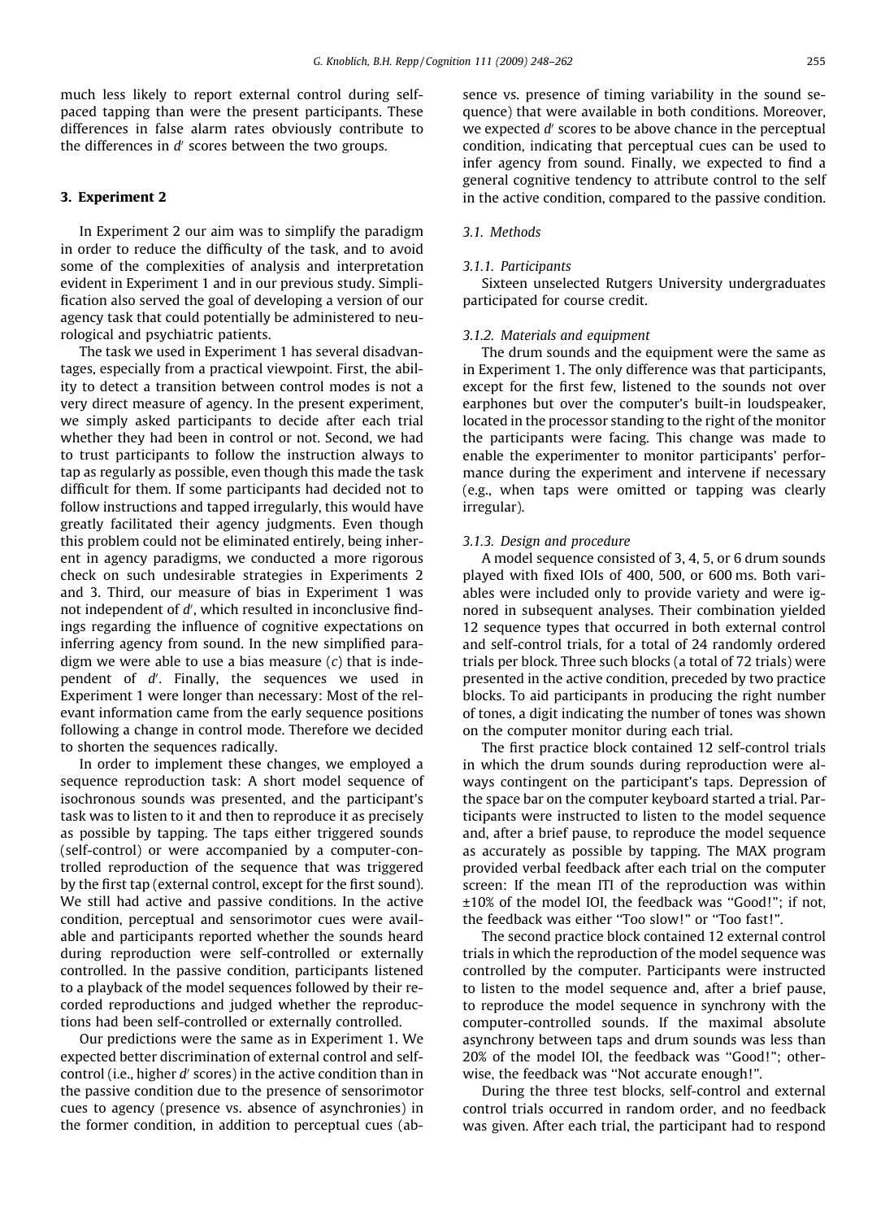much less likely to report external control during self-paced tapping than were the present participants. These differences in false alarm rates obviously contribute to the differences in $d'$ scores between the two groups.

## 3. Experiment 2

In Experiment 2 our aim was to simplify the paradigm in order to reduce the difficulty of the task, and to avoid some of the complexities of analysis and interpretation evident in Experiment 1 and in our previous study. Simplification also served the goal of developing a version of our agency task that could potentially be administered to neurological and psychiatric patients.

The task we used in Experiment 1 has several disadvantages, especially from a practical viewpoint. First, the ability to detect a transition between control modes is not a very direct measure of agency. In the present experiment, we simply asked participants to decide after each trial whether they had been in control or not. Second, we had to trust participants to follow the instruction always to tap as regularly as possible, even though this made the task difficult for them. If some participants had decided not to follow instructions and tapped irregularly, this would have greatly facilitated their agency judgments. Even though this problem could not be eliminated entirely, being inherent in agency paradigms, we conducted a more rigorous check on such undesirable strategies in Experiments 2 and 3. Third, our measure of bias in Experiment 1 was not independent of $d'$, which resulted in inconclusive findings regarding the influence of cognitive expectations on inferring agency from sound. In the new simplified paradigm we were able to use a bias measure ($c$) that is independent of $d'$. Finally, the sequences we used in Experiment 1 were longer than necessary: Most of the relevant information came from the early sequence positions following a change in control mode. Therefore we decided to shorten the sequences radically.

In order to implement these changes, we employed a sequence reproduction task: A short model sequence of isochronous sounds was presented, and the participant's task was to listen to it and then to reproduce it as precisely as possible by tapping. The taps either triggered sounds (self-control) or were accompanied by a computer-controlled reproduction of the sequence that was triggered by the first tap (external control, except for the first sound). We still had active and passive conditions. In the active condition, perceptual and sensorimotor cues were available and participants reported whether the sounds heard during reproduction were self-controlled or externally controlled. In the passive condition, participants listened to a playback of the model sequences followed by their recorded reproductions and judged whether the reproductions had been self-controlled or externally controlled.

Our predictions were the same as in Experiment 1. We expected better discrimination of external control and self-control (i.e., higher $d'$ scores) in the active condition than in the passive condition due to the presence of sensorimotor cues to agency (presence vs. absence of asynchronies) in the former condition, in addition to perceptual cues (absence vs. presence of timing variability in the sound sequence) that were available in both conditions. Moreover, we expected $d'$ scores to be above chance in the perceptual condition, indicating that perceptual cues can be used to infer agency from sound. Finally, we expected to find a general cognitive tendency to attribute control to the self in the active condition, compared to the passive condition.

### 3.1. Methods

#### 3.1.1. Participants

Sixteen unselected Rutgers University undergraduates participated for course credit.

#### 3.1.2. Materials and equipment

The drum sounds and the equipment were the same as in Experiment 1. The only difference was that participants, except for the first few, listened to the sounds not over earphones but over the computer's built-in loudspeaker, located in the processor standing to the right of the monitor the participants were facing. This change was made to enable the experimenter to monitor participants' performance during the experiment and intervene if necessary (e.g., when taps were omitted or tapping was clearly irregular).

#### 3.1.3. Design and procedure

A model sequence consisted of 3, 4, 5, or 6 drum sounds played with fixed IOIs of 400, 500, or 600 ms. Both variables were included only to provide variety and were ignored in subsequent analyses. Their combination yielded 12 sequence types that occurred in both external control and self-control trials, for a total of 24 randomly ordered trials per block. Three such blocks (a total of 72 trials) were presented in the active condition, preceded by two practice blocks. To aid participants in producing the right number of tones, a digit indicating the number of tones was shown on the computer monitor during each trial.

The first practice block contained 12 self-control trials in which the drum sounds during reproduction were always contingent on the participant's taps. Depression of the space bar on the computer keyboard started a trial. Participants were instructed to listen to the model sequence and, after a brief pause, to reproduce the model sequence as accurately as possible by tapping. The MAX program provided verbal feedback after each trial on the computer screen: If the mean ITI of the reproduction was within ±10% of the model IOI, the feedback was "Good!"; if not, the feedback was either "Too slow!" or "Too fast!".

The second practice block contained 12 external control trials in which the reproduction of the model sequence was controlled by the computer. Participants were instructed to listen to the model sequence and, after a brief pause, to reproduce the model sequence in synchrony with the computer-controlled sounds. If the maximal absolute asynchrony between taps and drum sounds was less than 20% of the model IOI, the feedback was "Good!"; otherwise, the feedback was "Not accurate enough!".

During the three test blocks, self-control and external control trials occurred in random order, and no feedback was given. After each trial, the participant had to respond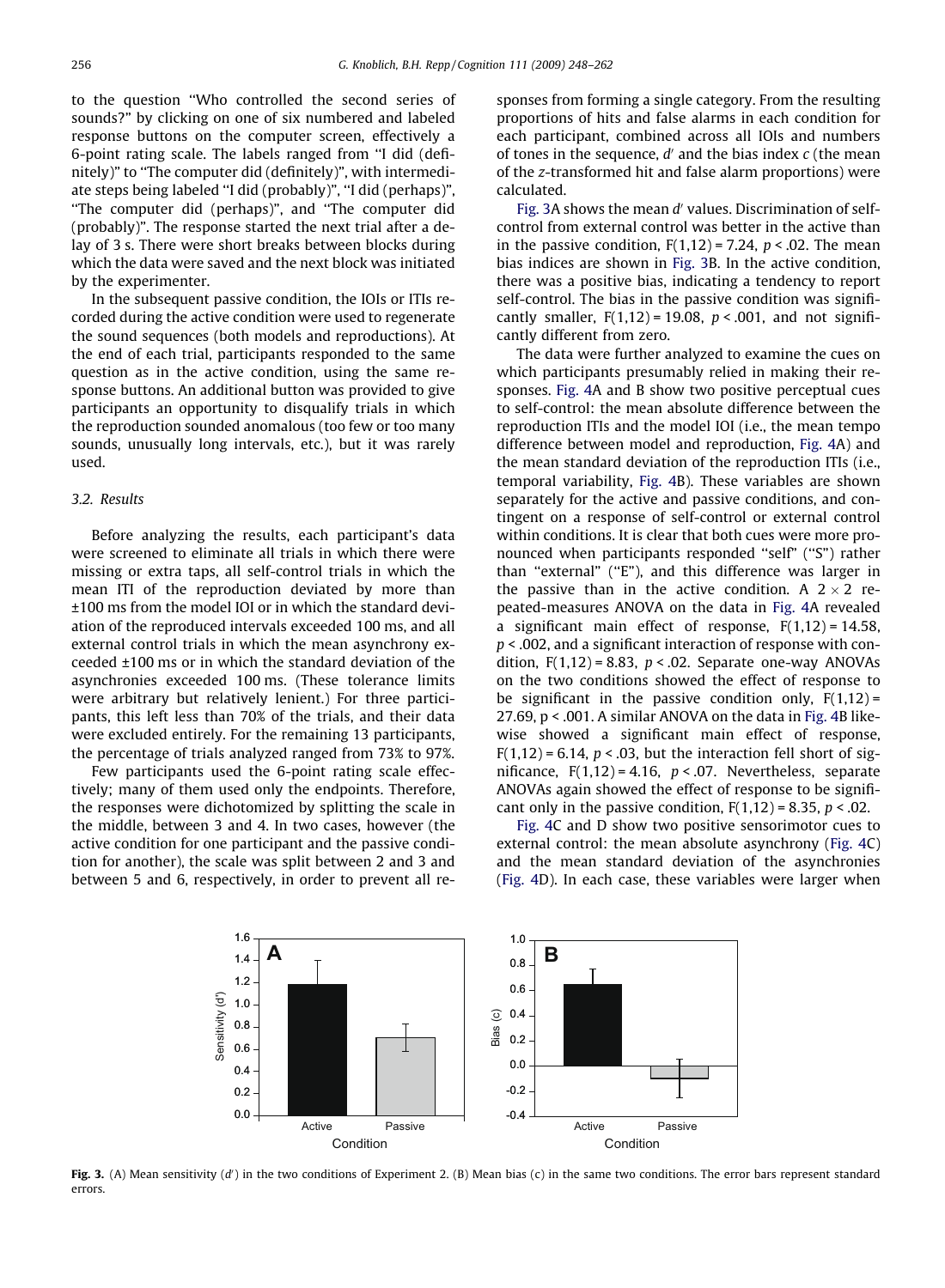to the question "Who controlled the second series of sounds?" by clicking on one of six numbered and labeled response buttons on the computer screen, effectively a 6-point rating scale. The labels ranged from "I did (definitely)" to "The computer did (definitely)", with intermediate steps being labeled "I did (probably)", "I did (perhaps)", "The computer did (perhaps)", and "The computer did (probably)". The response started the next trial after a delay of 3 s. There were short breaks between blocks during which the data were saved and the next block was initiated by the experimenter.

In the subsequent passive condition, the IOIs or ITIs recorded during the active condition were used to regenerate the sound sequences (both models and reproductions). At the end of each trial, participants responded to the same question as in the active condition, using the same response buttons. An additional button was provided to give participants an opportunity to disqualify trials in which the reproduction sounded anomalous (too few or too many sounds, unusually long intervals, etc.), but it was rarely used.

### 3.2. Results

Before analyzing the results, each participant's data were screened to eliminate all trials in which there were missing or extra taps, all self-control trials in which the mean ITI of the reproduction deviated by more than ±100 ms from the model IOI or in which the standard deviation of the reproduced intervals exceeded 100 ms, and all external control trials in which the mean asynchrony exceeded ±100 ms or in which the standard deviation of the asynchronies exceeded 100 ms. (These tolerance limits were arbitrary but relatively lenient.) For three participants, this left less than 70% of the trials, and their data were excluded entirely. For the remaining 13 participants, the percentage of trials analyzed ranged from 73% to 97%.

Few participants used the 6-point rating scale effectively; many of them used only the endpoints. Therefore, the responses were dichotomized by splitting the scale in the middle, between 3 and 4. In two cases, however (the active condition for one participant and the passive condition for another), the scale was split between 2 and 3 and between 5 and 6, respectively, in order to prevent all responses from forming a single category. From the resulting proportions of hits and false alarms in each condition for each participant, combined across all IOIs and numbers of tones in the sequence, $d'$ and the bias index $c$ (the mean of the $z$-transformed hit and false alarm proportions) were calculated.

Fig. 3A shows the mean $d'$ values. Discrimination of self-control from external control was better in the active than in the passive condition, $F(1,12) = 7.24$, $p < .02$. The mean bias indices are shown in Fig. 3B. In the active condition, there was a positive bias, indicating a tendency to report self-control. The bias in the passive condition was significantly smaller, $F(1,12) = 19.08$, $p < .001$, and not significantly different from zero.

The data were further analyzed to examine the cues on which participants presumably relied in making their responses. Fig. 4A and B show two positive perceptual cues to self-control: the mean absolute difference between the reproduction ITIs and the model IOI (i.e., the mean tempo difference between model and reproduction, Fig. 4A) and the mean standard deviation of the reproduction ITIs (i.e., temporal variability, Fig. 4B). These variables are shown separately for the active and passive conditions, and contingent on a response of self-control or external control within conditions. It is clear that both cues were more pronounced when participants responded "self" ("S") rather than "external" ("E"), and this difference was larger in the passive than in the active condition. A 2 × 2 repeated-measures ANOVA on the data in Fig. 4A revealed a significant main effect of response, $F(1,12) = 14.58$, $p < .002$, and a significant interaction of response with condition, $F(1,12) = 8.83$, $p < .02$. Separate one-way ANOVAs on the two conditions showed the effect of response to be significant in the passive condition only, $F(1,12) = 27.69$, $p < .001$. A similar ANOVA on the data in Fig. 4B likewise showed a significant main effect of response, $F(1,12) = 6.14$, $p < .03$, but the interaction fell short of significance, $F(1,12) = 4.16$, $p < .07$. Nevertheless, separate ANOVAs again showed the effect of response to be significant only in the passive condition, $F(1,12) = 8.35$, $p < .02$.

Fig. 4C and D show two positive sensorimotor cues to external control: the mean absolute asynchrony (Fig. 4C) and the mean standard deviation of the asynchronies (Fig. 4D). In each case, these variables were larger when

**Fig. 3.** (A) Mean sensitivity ($d'$) in the two conditions of Experiment 2. (B) Mean bias ($c$) in the same two conditions. The error bars represent standard errors.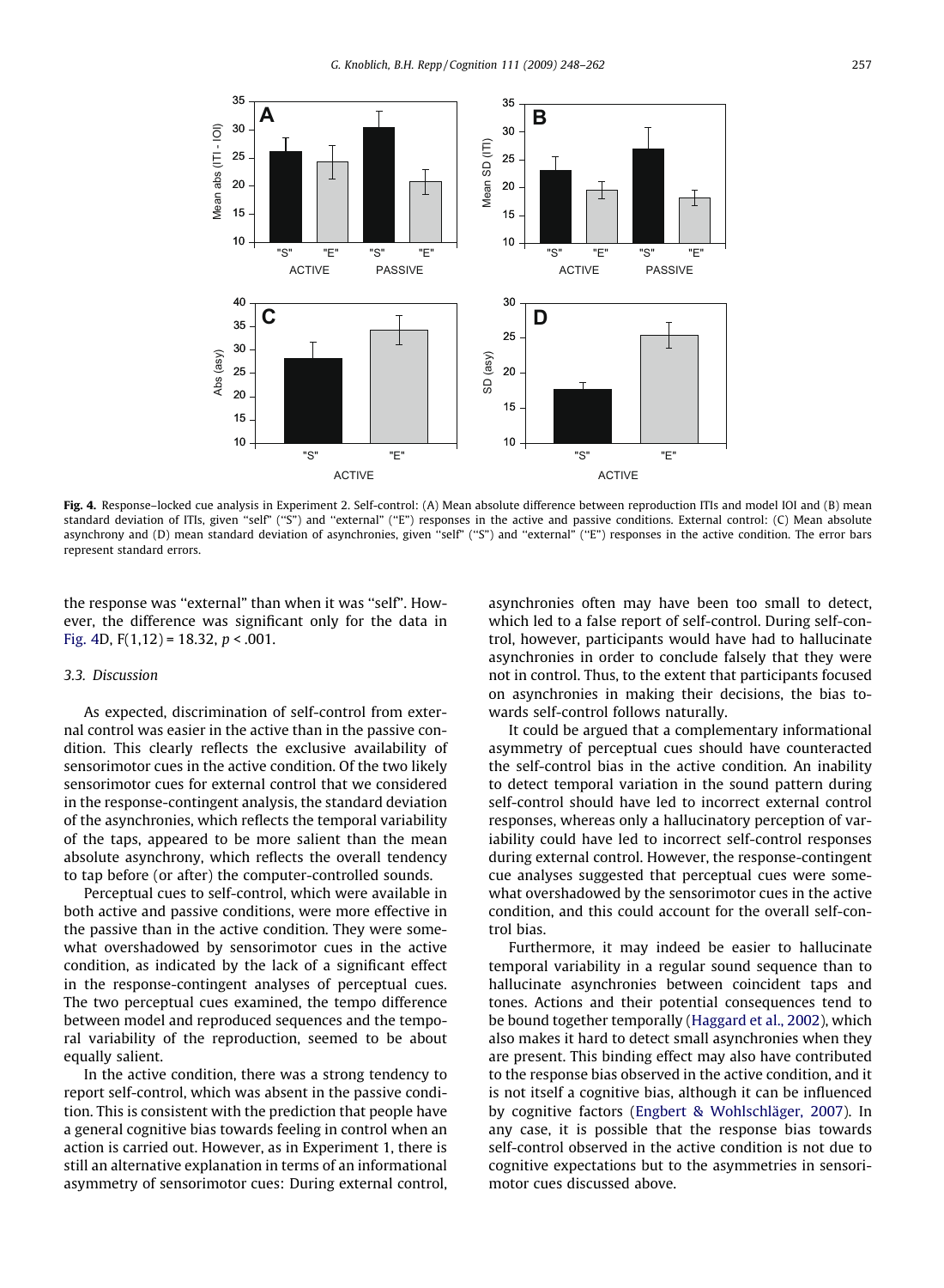Fig. 4. Response–locked cue analysis in Experiment 2. Self-control: (A) Mean absolute difference between reproduction ITIs and model IOI and (B) mean standard deviation of ITIs, given ''self'' (''S'') and ''external'' (''E'') responses in the active and passive conditions. External control: (C) Mean absolute asynchrony and (D) mean standard deviation of asynchronies, given ''self'' (''S'') and ''external'' (''E'') responses in the active condition. The error bars represent standard errors.

the response was ''external'' than when it was ''self''. However, the difference was significant only for the data in Fig. 4D, $F(1,12) = 18.32$, $p < .001$.

### 3.3. Discussion

As expected, discrimination of self-control from external control was easier in the active than in the passive condition. This clearly reflects the exclusive availability of sensorimotor cues in the active condition. Of the two likely sensorimotor cues for external control that we considered in the response-contingent analysis, the standard deviation of the asynchronies, which reflects the temporal variability of the taps, appeared to be more salient than the mean absolute asynchrony, which reflects the overall tendency to tap before (or after) the computer-controlled sounds.

Perceptual cues to self-control, which were available in both active and passive conditions, were more effective in the passive than in the active condition. They were somewhat overshadowed by sensorimotor cues in the active condition, as indicated by the lack of a significant effect in the response-contingent analyses of perceptual cues. The two perceptual cues examined, the tempo difference between model and reproduced sequences and the temporal variability of the reproduction, seemed to be about equally salient.

In the active condition, there was a strong tendency to report self-control, which was absent in the passive condition. This is consistent with the prediction that people have a general cognitive bias towards feeling in control when an action is carried out. However, as in Experiment 1, there is still an alternative explanation in terms of an informational asymmetry of sensorimotor cues: During external control, asynchronies often may have been too small to detect, which led to a false report of self-control. During self-control, however, participants would have had to hallucinate asynchronies in order to conclude falsely that they were not in control. Thus, to the extent that participants focused on asynchronies in making their decisions, the bias towards self-control follows naturally.

It could be argued that a complementary informational asymmetry of perceptual cues should have counteracted the self-control bias in the active condition. An inability to detect temporal variation in the sound pattern during self-control should have led to incorrect external control responses, whereas only a hallucinatory perception of variability could have led to incorrect self-control responses during external control. However, the response-contingent cue analyses suggested that perceptual cues were somewhat overshadowed by the sensorimotor cues in the active condition, and this could account for the overall self-control bias.

Furthermore, it may indeed be easier to hallucinate temporal variability in a regular sound sequence than to hallucinate asynchronies between coincident taps and tones. Actions and their potential consequences tend to be bound together temporally (Haggard et al., 2002), which also makes it hard to detect small asynchronies when they are present. This binding effect may also have contributed to the response bias observed in the active condition, and it is not itself a cognitive bias, although it can be influenced by cognitive factors (Engbert & Wohlschläger, 2007). In any case, it is possible that the response bias towards self-control observed in the active condition is not due to cognitive expectations but to the asymmetries in sensorimotor cues discussed above.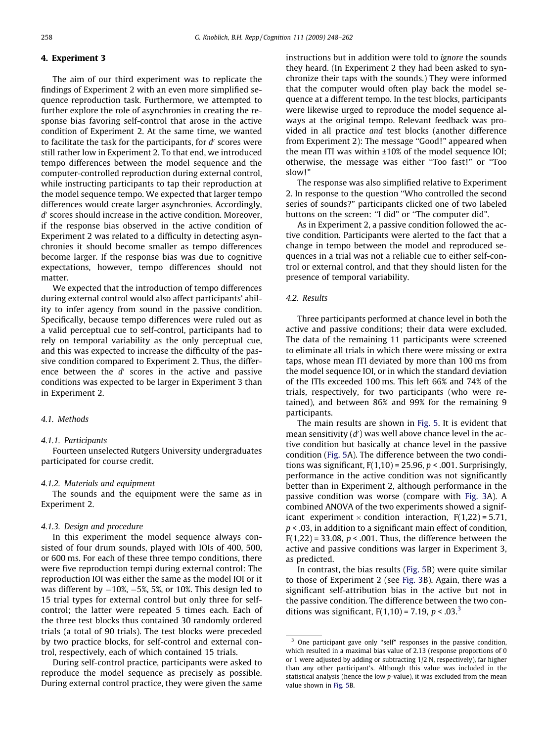## 4. Experiment 3

The aim of our third experiment was to replicate the findings of Experiment 2 with an even more simplified sequence reproduction task. Furthermore, we attempted to further explore the role of asynchronies in creating the response bias favoring self-control that arose in the active condition of Experiment 2. At the same time, we wanted to facilitate the task for the participants, for $d'$ scores were still rather low in Experiment 2. To that end, we introduced tempo differences between the model sequence and the computer-controlled reproduction during external control, while instructing participants to tap their reproduction at the model sequence tempo. We expected that larger tempo differences would create larger asynchronies. Accordingly, $d'$ scores should increase in the active condition. Moreover, if the response bias observed in the active condition of Experiment 2 was related to a difficulty in detecting asynchronies it should become smaller as tempo differences become larger. If the response bias was due to cognitive expectations, however, tempo differences should not matter.

We expected that the introduction of tempo differences during external control would also affect participants' ability to infer agency from sound in the passive condition. Specifically, because tempo differences were ruled out as a valid perceptual cue to self-control, participants had to rely on temporal variability as the only perceptual cue, and this was expected to increase the difficulty of the passive condition compared to Experiment 2. Thus, the difference between the $d'$ scores in the active and passive conditions was expected to be larger in Experiment 3 than in Experiment 2.

### 4.1. Methods

#### 4.1.1. Participants

Fourteen unselected Rutgers University undergraduates participated for course credit.

#### 4.1.2. Materials and equipment

The sounds and the equipment were the same as in Experiment 2.

#### 4.1.3. Design and procedure

In this experiment the model sequence always consisted of four drum sounds, played with IOIs of 400, 500, or 600 ms. For each of these three tempo conditions, there were five reproduction tempi during external control: The reproduction IOI was either the same as the model IOI or it was different by −10%, −5%, 5%, or 10%. This design led to 15 trial types for external control but only three for self-control; the latter were repeated 5 times each. Each of the three test blocks thus contained 30 randomly ordered trials (a total of 90 trials). The test blocks were preceded by two practice blocks, for self-control and external control, respectively, each of which contained 15 trials.

During self-control practice, participants were asked to reproduce the model sequence as precisely as possible. During external control practice, they were given the same instructions but in addition were told to *ignore* the sounds they heard. (In Experiment 2 they had been asked to synchronize their taps with the sounds.) They were informed that the computer would often play back the model sequence at a different tempo. In the test blocks, participants were likewise urged to reproduce the model sequence always at the original tempo. Relevant feedback was provided in all practice *and* test blocks (another difference from Experiment 2): The message "Good!" appeared when the mean ITI was within ±10% of the model sequence IOI; otherwise, the message was either "Too fast!" or "Too slow!"

The response was also simplified relative to Experiment 2. In response to the question "Who controlled the second series of sounds?" participants clicked one of two labeled buttons on the screen: "I did" or "The computer did".

As in Experiment 2, a passive condition followed the active condition. Participants were alerted to the fact that a change in tempo between the model and reproduced sequences in a trial was not a reliable cue to either self-control or external control, and that they should listen for the presence of temporal variability.

### 4.2. Results

Three participants performed at chance level in both the active and passive conditions; their data were excluded. The data of the remaining 11 participants were screened to eliminate all trials in which there were missing or extra taps, whose mean ITI deviated by more than 100 ms from the model sequence IOI, or in which the standard deviation of the ITIs exceeded 100 ms. This left 66% and 74% of the trials, respectively, for two participants (who were retained), and between 86% and 99% for the remaining 9 participants.

The main results are shown in Fig. 5. It is evident that mean sensitivity ($d'$) was well above chance level in the active condition but basically at chance level in the passive condition (Fig. 5A). The difference between the two conditions was significant, $F(1,10) = 25.96$, $p < .001$. Surprisingly, performance in the active condition was not significantly better than in Experiment 2, although performance in the passive condition was worse (compare with Fig. 3A). A combined ANOVA of the two experiments showed a significant experiment × condition interaction, $F(1,22) = 5.71$, $p < .03$, in addition to a significant main effect of condition, $F(1,22) = 33.08$, $p < .001$. Thus, the difference between the active and passive conditions was larger in Experiment 3, as predicted.

In contrast, the bias results (Fig. 5B) were quite similar to those of Experiment 2 (see Fig. 3B). Again, there was a significant self-attribution bias in the active but not in the passive condition. The difference between the two conditions was significant, $F(1,10) = 7.19$, $p < .03$.[3]

[3] One participant gave only "self" responses in the passive condition, which resulted in a maximal bias value of 2.13 (response proportions of 0 or 1 were adjusted by adding or subtracting 1/2 N, respectively), far higher than any other participant's. Although this value was included in the statistical analysis (hence the low p-value), it was excluded from the mean value shown in Fig. 5B.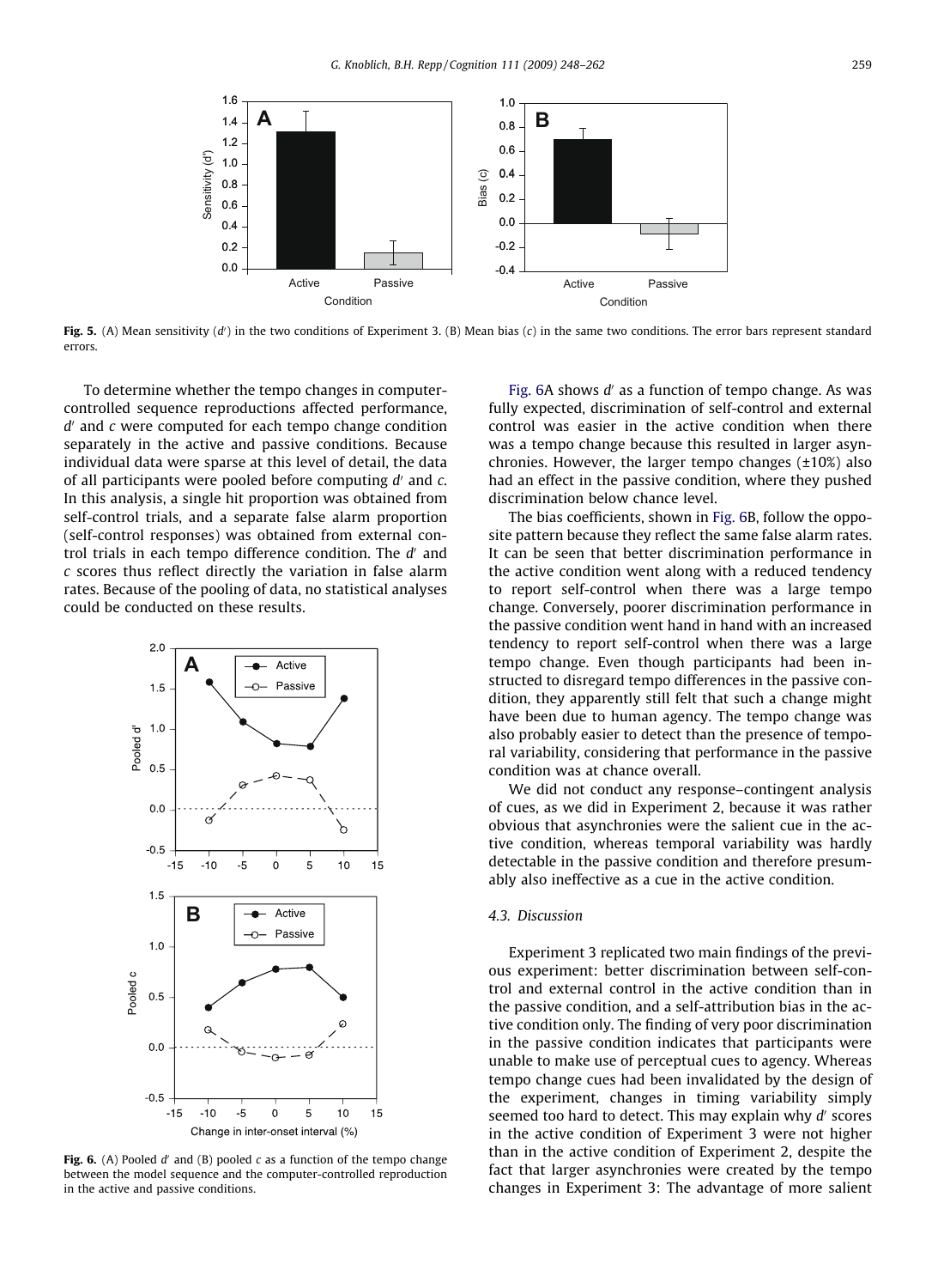**Fig. 5.** (A) Mean sensitivity ($d'$) in the two conditions of Experiment 3. (B) Mean bias ($c$) in the same two conditions. The error bars represent standard errors.

To determine whether the tempo changes in computer-controlled sequence reproductions affected performance, $d'$ and $c$ were computed for each tempo change condition separately in the active and passive conditions. Because individual data were sparse at this level of detail, the data of all participants were pooled before computing $d'$ and $c$. In this analysis, a single hit proportion was obtained from self-control trials, and a separate false alarm proportion (self-control responses) was obtained from external control trials in each tempo difference condition. The $d'$ and $c$ scores thus reflect directly the variation in false alarm rates. Because of the pooling of data, no statistical analyses could be conducted on these results.

**Fig. 6.** (A) Pooled $d'$ and (B) pooled $c$ as a function of the tempo change between the model sequence and the computer-controlled reproduction in the active and passive conditions.

Fig. 6A shows $d'$ as a function of tempo change. As was fully expected, discrimination of self-control and external control was easier in the active condition when there was a tempo change because this resulted in larger asynchronies. However, the larger tempo changes (±10%) also had an effect in the passive condition, where they pushed discrimination below chance level.

The bias coefficients, shown in Fig. 6B, follow the opposite pattern because they reflect the same false alarm rates. It can be seen that better discrimination performance in the active condition went along with a reduced tendency to report self-control when there was a large tempo change. Conversely, poorer discrimination performance in the passive condition went hand in hand with an increased tendency to report self-control when there was a large tempo change. Even though participants had been instructed to disregard tempo differences in the passive condition, they apparently still felt that such a change might have been due to human agency. The tempo change was also probably easier to detect than the presence of temporal variability, considering that performance in the passive condition was at chance overall.

We did not conduct any response–contingent analysis of cues, as we did in Experiment 2, because it was rather obvious that asynchronies were the salient cue in the active condition, whereas temporal variability was hardly detectable in the passive condition and therefore presumably also ineffective as a cue in the active condition.

### 4.3. Discussion

Experiment 3 replicated two main findings of the previous experiment: better discrimination between self-control and external control in the active condition than in the passive condition, and a self-attribution bias in the active condition only. The finding of very poor discrimination in the passive condition indicates that participants were unable to make use of perceptual cues to agency. Whereas tempo change cues had been invalidated by the design of the experiment, changes in timing variability simply seemed too hard to detect. This may explain why $d'$ scores in the active condition of Experiment 3 were not higher than in the active condition of Experiment 2, despite the fact that larger asynchronies were created by the tempo changes in Experiment 3: The advantage of more salient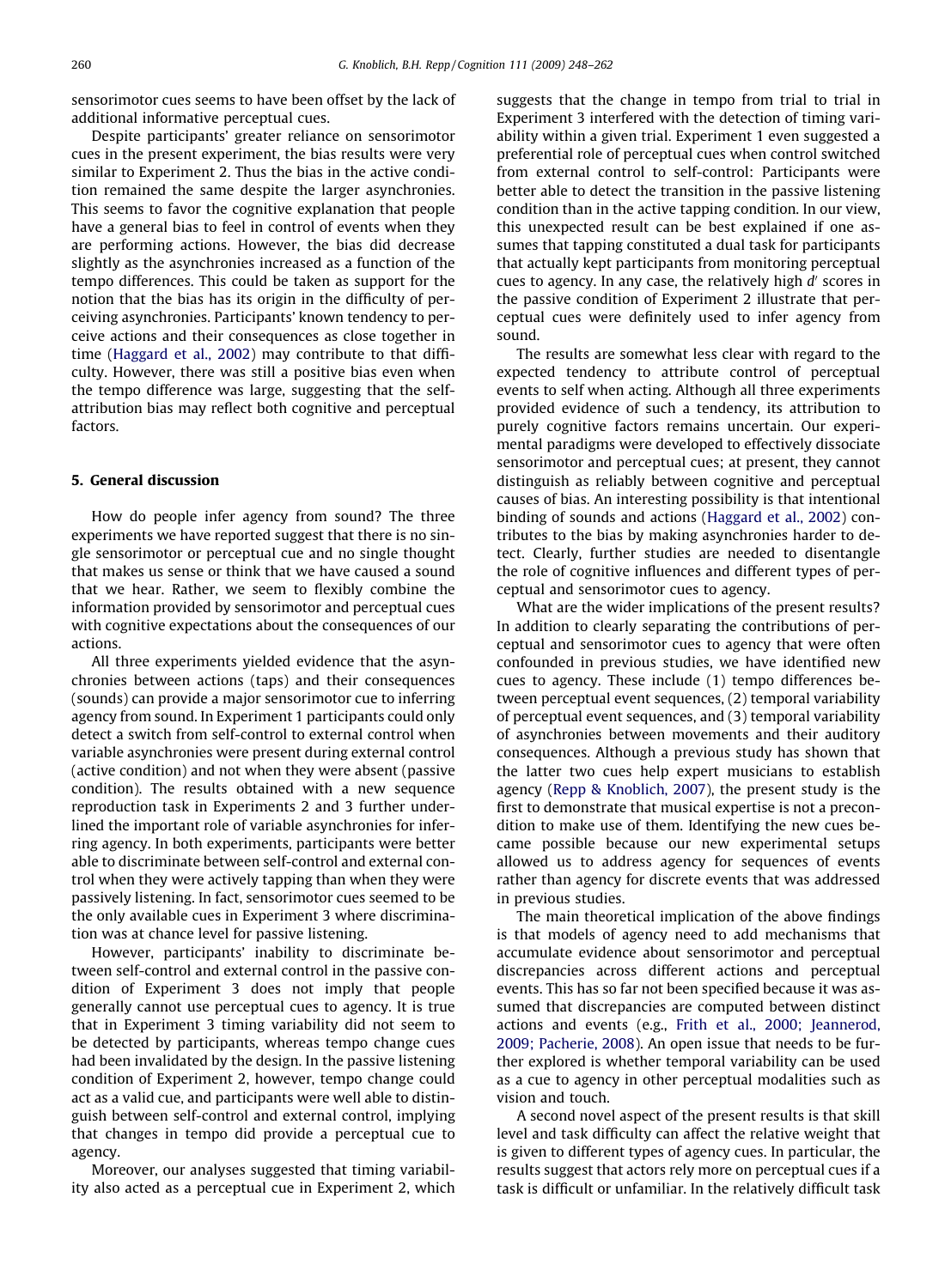sensorimotor cues seems to have been offset by the lack of additional informative perceptual cues.

Despite participants' greater reliance on sensorimotor cues in the present experiment, the bias results were very similar to Experiment 2. Thus the bias in the active condition remained the same despite the larger asynchronies. This seems to favor the cognitive explanation that people have a general bias to feel in control of events when they are performing actions. However, the bias did decrease slightly as the asynchronies increased as a function of the tempo differences. This could be taken as support for the notion that the bias has its origin in the difficulty of perceiving asynchronies. Participants' known tendency to perceive actions and their consequences as close together in time (Haggard et al., 2002) may contribute to that difficulty. However, there was still a positive bias even when the tempo difference was large, suggesting that the self-attribution bias may reflect both cognitive and perceptual factors.

## 5. General discussion

How do people infer agency from sound? The three experiments we have reported suggest that there is no single sensorimotor or perceptual cue and no single thought that makes us sense or think that we have caused a sound that we hear. Rather, we seem to flexibly combine the information provided by sensorimotor and perceptual cues with cognitive expectations about the consequences of our actions.

All three experiments yielded evidence that the asynchronies between actions (taps) and their consequences (sounds) can provide a major sensorimotor cue to inferring agency from sound. In Experiment 1 participants could only detect a switch from self-control to external control when variable asynchronies were present during external control (active condition) and not when they were absent (passive condition). The results obtained with a new sequence reproduction task in Experiments 2 and 3 further underlined the important role of variable asynchronies for inferring agency. In both experiments, participants were better able to discriminate between self-control and external control when they were actively tapping than when they were passively listening. In fact, sensorimotor cues seemed to be the only available cues in Experiment 3 where discrimination was at chance level for passive listening.

However, participants' inability to discriminate between self-control and external control in the passive condition of Experiment 3 does not imply that people generally cannot use perceptual cues to agency. It is true that in Experiment 3 timing variability did not seem to be detected by participants, whereas tempo change cues had been invalidated by the design. In the passive listening condition of Experiment 2, however, tempo change could act as a valid cue, and participants were well able to distinguish between self-control and external control, implying that changes in tempo did provide a perceptual cue to agency.

Moreover, our analyses suggested that timing variability also acted as a perceptual cue in Experiment 2, which suggests that the change in tempo from trial to trial in Experiment 3 interfered with the detection of timing variability within a given trial. Experiment 1 even suggested a preferential role of perceptual cues when control switched from external control to self-control: Participants were better able to detect the transition in the passive listening condition than in the active tapping condition. In our view, this unexpected result can be best explained if one assumes that tapping constituted a dual task for participants that actually kept participants from monitoring perceptual cues to agency. In any case, the relatively high $d'$ scores in the passive condition of Experiment 2 illustrate that perceptual cues were definitely used to infer agency from sound.

The results are somewhat less clear with regard to the expected tendency to attribute control of perceptual events to self when acting. Although all three experiments provided evidence of such a tendency, its attribution to purely cognitive factors remains uncertain. Our experimental paradigms were developed to effectively dissociate sensorimotor and perceptual cues; at present, they cannot distinguish as reliably between cognitive and perceptual causes of bias. An interesting possibility is that intentional binding of sounds and actions (Haggard et al., 2002) contributes to the bias by making asynchronies harder to detect. Clearly, further studies are needed to disentangle the role of cognitive influences and different types of perceptual and sensorimotor cues to agency.

What are the wider implications of the present results? In addition to clearly separating the contributions of perceptual and sensorimotor cues to agency that were often confounded in previous studies, we have identified new cues to agency. These include (1) tempo differences between perceptual event sequences, (2) temporal variability of perceptual event sequences, and (3) temporal variability of asynchronies between movements and their auditory consequences. Although a previous study has shown that the latter two cues help expert musicians to establish agency (Repp & Knoblich, 2007), the present study is the first to demonstrate that musical expertise is not a precondition to make use of them. Identifying the new cues became possible because our new experimental setups allowed us to address agency for sequences of events rather than agency for discrete events that was addressed in previous studies.

The main theoretical implication of the above findings is that models of agency need to add mechanisms that accumulate evidence about sensorimotor and perceptual discrepancies across different actions and perceptual events. This has so far not been specified because it was assumed that discrepancies are computed between distinct actions and events (e.g., Frith et al., 2000; Jeannerod, 2009; Pacherie, 2008). An open issue that needs to be further explored is whether temporal variability can be used as a cue to agency in other perceptual modalities such as vision and touch.

A second novel aspect of the present results is that skill level and task difficulty can affect the relative weight that is given to different types of agency cues. In particular, the results suggest that actors rely more on perceptual cues if a task is difficult or unfamiliar. In the relatively difficult task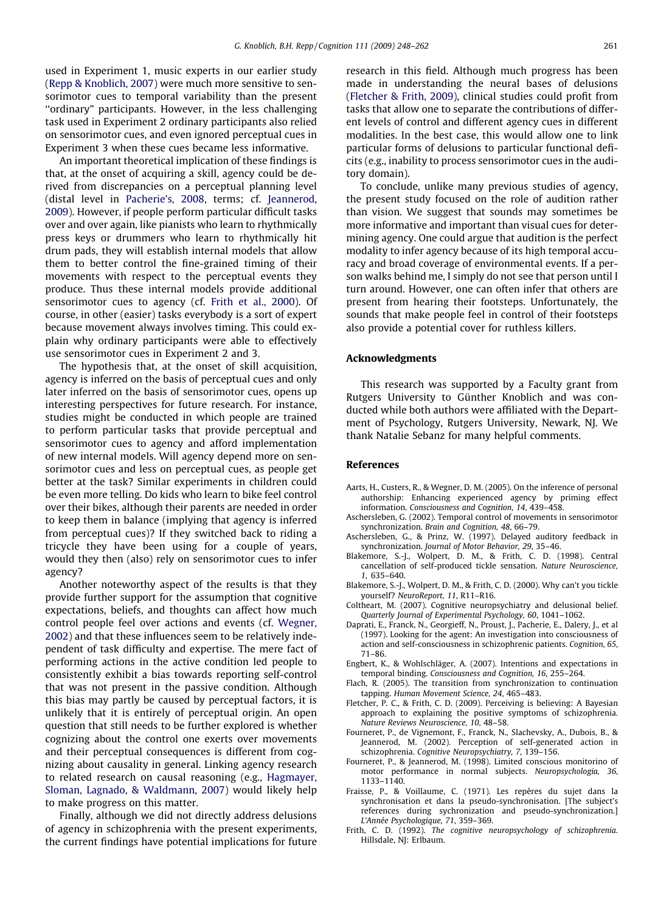used in Experiment 1, music experts in our earlier study (Repp & Knoblich, 2007) were much more sensitive to sensorimotor cues to temporal variability than the present "ordinary" participants. However, in the less challenging task used in Experiment 2 ordinary participants also relied on sensorimotor cues, and even ignored perceptual cues in Experiment 3 when these cues became less informative.

An important theoretical implication of these findings is that, at the onset of acquiring a skill, agency could be derived from discrepancies on a perceptual planning level (distal level in Pacherie's, 2008, terms; cf. Jeannerod, 2009). However, if people perform particular difficult tasks over and over again, like pianists who learn to rhythmically press keys or drummers who learn to rhythmically hit drum pads, they will establish internal models that allow them to better control the fine-grained timing of their movements with respect to the perceptual events they produce. Thus these internal models provide additional sensorimotor cues to agency (cf. Frith et al., 2000). Of course, in other (easier) tasks everybody is a sort of expert because movement always involves timing. This could explain why ordinary participants were able to effectively use sensorimotor cues in Experiment 2 and 3.

The hypothesis that, at the onset of skill acquisition, agency is inferred on the basis of perceptual cues and only later inferred on the basis of sensorimotor cues, opens up interesting perspectives for future research. For instance, studies might be conducted in which people are trained to perform particular tasks that provide perceptual and sensorimotor cues to agency and afford implementation of new internal models. Will agency depend more on sensorimotor cues and less on perceptual cues, as people get better at the task? Similar experiments in children could be even more telling. Do kids who learn to bike feel control over their bikes, although their parents are needed in order to keep them in balance (implying that agency is inferred from perceptual cues)? If they switched back to riding a tricycle they have been using for a couple of years, would they then (also) rely on sensorimotor cues to infer agency?

Another noteworthy aspect of the results is that they provide further support for the assumption that cognitive expectations, beliefs, and thoughts can affect how much control people feel over actions and events (cf. Wegner, 2002) and that these influences seem to be relatively independent of task difficulty and expertise. The mere fact of performing actions in the active condition led people to consistently exhibit a bias towards reporting self-control that was not present in the passive condition. Although this bias may partly be caused by perceptual factors, it is unlikely that it is entirely of perceptual origin. An open question that still needs to be further explored is whether cognizing about the control one exerts over movements and their perceptual consequences is different from cognizing about causality in general. Linking agency research to related research on causal reasoning (e.g., Hagmayer, Sloman, Lagnado, & Waldmann, 2007) would likely help to make progress on this matter.

Finally, although we did not directly address delusions of agency in schizophrenia with the present experiments, the current findings have potential implications for future research in this field. Although much progress has been made in understanding the neural bases of delusions (Fletcher & Frith, 2009), clinical studies could profit from tasks that allow one to separate the contributions of different levels of control and different agency cues in different modalities. In the best case, this would allow one to link particular forms of delusions to particular functional deficits (e.g., inability to process sensorimotor cues in the auditory domain).

To conclude, unlike many previous studies of agency, the present study focused on the role of audition rather than vision. We suggest that sounds may sometimes be more informative and important than visual cues for determining agency. One could argue that audition is the perfect modality to infer agency because of its high temporal accuracy and broad coverage of environmental events. If a person walks behind me, I simply do not see that person until I turn around. However, one can often infer that others are present from hearing their footsteps. Unfortunately, the sounds that make people feel in control of their footsteps also provide a potential cover for ruthless killers.

## Acknowledgments

This research was supported by a Faculty grant from Rutgers University to Günther Knoblich and was conducted while both authors were affiliated with the Department of Psychology, Rutgers University, Newark, NJ. We thank Natalie Sebanz for many helpful comments.

## References

Aarts, H., Custers, R., & Wegner, D. M. (2005). On the inference of personal authorship: Enhancing experienced agency by priming effect information. *Consciousness and Cognition, 14*, 439–458.

Aschersleben, G. (2002). Temporal control of movements in sensorimotor synchronization. *Brain and Cognition, 48*, 66–79.

Aschersleben, G., & Prinz, W. (1997). Delayed auditory feedback in synchronization. *Journal of Motor Behavior, 29*, 35–46.

Blakemore, S.-J., Wolpert, D. M., & Frith, C. D. (1998). Central cancellation of self-produced tickle sensation. *Nature Neuroscience, 1*, 635–640.

Blakemore, S.-J., Wolpert, D. M., & Frith, C. D. (2000). Why can't you tickle yourself? *NeuroReport, 11*, R11–R16.

Coltheart, M. (2007). Cognitive neuropsychiatry and delusional belief. *Quarterly Journal of Experimental Psychology, 60*, 1041–1062.

Daprati, E., Franck, N., Georgieff, N., Proust, J., Pacherie, E., Dalery, J., et al (1997). Looking for the agent: An investigation into consciousness of action and self-consciousness in schizophrenic patients. *Cognition, 65*, 71–86.

Engbert, K., & Wohlschläger, A. (2007). Intentions and expectations in temporal binding. *Consciousness and Cognition, 16*, 255–264.

Flach, R. (2005). The transition from synchronization to continuation tapping. *Human Movement Science, 24*, 465–483.

Fletcher, P. C., & Frith, C. D. (2009). Perceiving is believing: A Bayesian approach to explaining the positive symptoms of schizophrenia. *Nature Reviews Neuroscience, 10*, 48–58.

Fourneret, P., de Vignemont, F., Franck, N., Slachevsky, A., Dubois, B., & Jeannerod, M. (2002). Perception of self-generated action in schizophrenia. *Cognitive Neuropsychiatry, 7*, 139–156.

Fourneret, P., & Jeannerod, M. (1998). Limited conscious monitorino of motor performance in normal subjects. *Neuropsychologia, 36*, 1133–1140.

Fraisse, P., & Voillaume, C. (1971). Les repères du sujet dans la synchronisation et dans la pseudo-synchronisation. [The subject's references during sychronization and pseudo-synchronization.] *L'Année Psychologique, 71*, 359–369.

Frith, C. D. (1992). *The cognitive neuropsychology of schizophrenia*. Hillsdale, NJ: Erlbaum.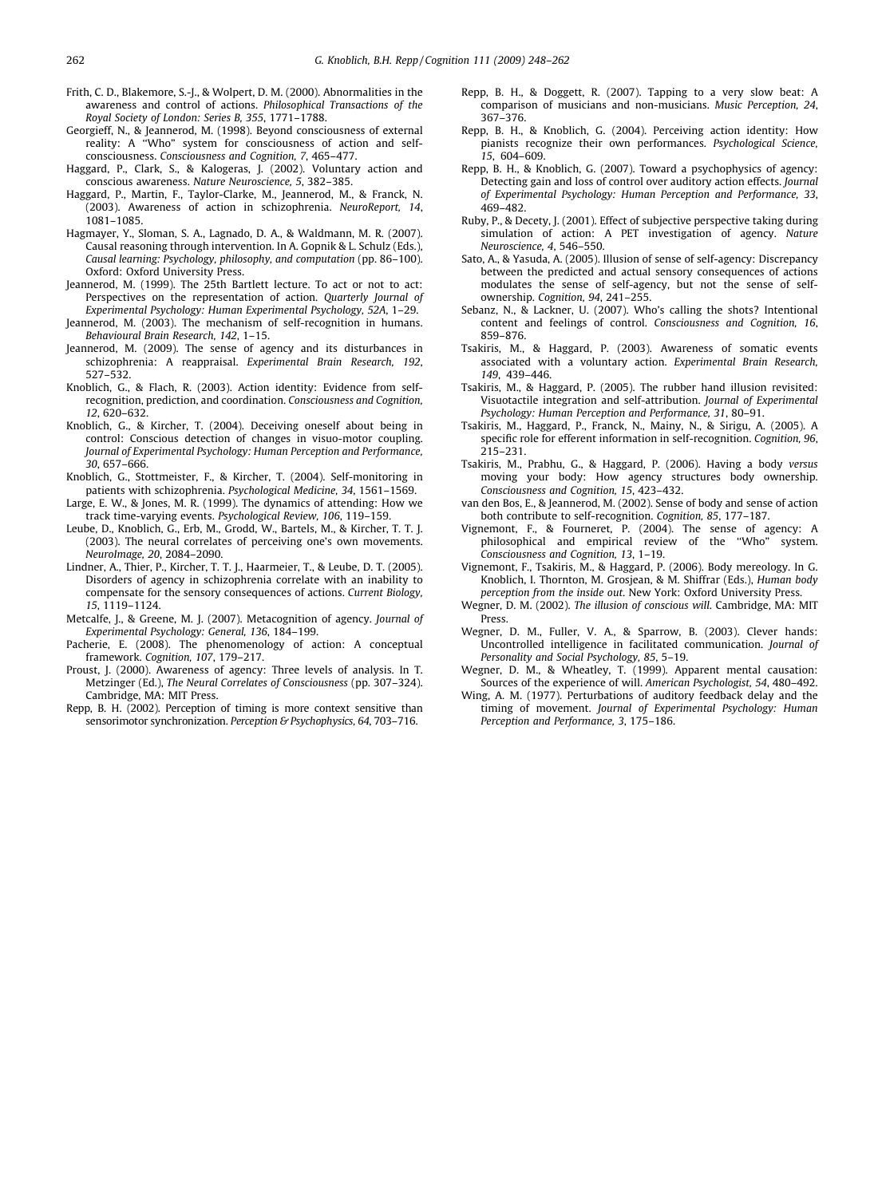Frith, C. D., Blakemore, S.-J., & Wolpert, D. M. (2000). Abnormalities in the awareness and control of actions. *Philosophical Transactions of the Royal Society of London: Series B, 355*, 1771–1788.

Georgieff, N., & Jeannerod, M. (1998). Beyond consciousness of external reality: A "Who" system for consciousness of action and self-consciousness. *Consciousness and Cognition, 7*, 465–477.

Haggard, P., Clark, S., & Kalogeras, J. (2002). Voluntary action and conscious awareness. *Nature Neuroscience, 5*, 382–385.

Haggard, P., Martin, F., Taylor-Clarke, M., Jeannerod, M., & Franck, N. (2003). Awareness of action in schizophrenia. *NeuroReport, 14*, 1081–1085.

Hagmayer, Y., Sloman, S. A., Lagnado, D. A., & Waldmann, M. R. (2007). Causal reasoning through intervention. In A. Gopnik & L. Schulz (Eds.), *Causal learning: Psychology, philosophy, and computation* (pp. 86–100). Oxford: Oxford University Press.

Jeannerod, M. (1999). The 25th Bartlett lecture. To act or not to act: Perspectives on the representation of action. *Quarterly Journal of Experimental Psychology: Human Experimental Psychology, 52A*, 1–29.

Jeannerod, M. (2003). The mechanism of self-recognition in humans. *Behavioural Brain Research, 142*, 1–15.

Jeannerod, M. (2009). The sense of agency and its disturbances in schizophrenia: A reappraisal. *Experimental Brain Research, 192*, 527–532.

Knoblich, G., & Flach, R. (2003). Action identity: Evidence from self-recognition, prediction, and coordination. *Consciousness and Cognition, 12*, 620–632.

Knoblich, G., & Kircher, T. (2004). Deceiving oneself about being in control: Conscious detection of changes in visuo-motor coupling. *Journal of Experimental Psychology: Human Perception and Performance, 30*, 657–666.

Knoblich, G., Stottmeister, F., & Kircher, T. (2004). Self-monitoring in patients with schizophrenia. *Psychological Medicine, 34*, 1561–1569.

Large, E. W., & Jones, M. R. (1999). The dynamics of attending: How we track time-varying events. *Psychological Review, 106*, 119–159.

Leube, D., Knoblich, G., Erb, M., Grodd, W., Bartels, M., & Kircher, T. T. J. (2003). The neural correlates of perceiving one's own movements. *NeuroImage, 20*, 2084–2090.

Lindner, A., Thier, P., Kircher, T. T. J., Haarmeier, T., & Leube, D. T. (2005). Disorders of agency in schizophrenia correlate with an inability to compensate for the sensory consequences of actions. *Current Biology, 15*, 1119–1124.

Metcalfe, J., & Greene, M. J. (2007). Metacognition of agency. *Journal of Experimental Psychology: General, 136*, 184–199.

Pacherie, E. (2008). The phenomenology of action: A conceptual framework. *Cognition, 107*, 179–217.

Proust, J. (2000). Awareness of agency: Three levels of analysis. In T. Metzinger (Ed.), *The Neural Correlates of Consciousness* (pp. 307–324). Cambridge, MA: MIT Press.

Repp, B. H. (2002). Perception of timing is more context sensitive than sensorimotor synchronization. *Perception & Psychophysics, 64*, 703–716.

Repp, B. H., & Doggett, R. (2007). Tapping to a very slow beat: A comparison of musicians and non-musicians. *Music Perception, 24*, 367–376.

Repp, B. H., & Knoblich, G. (2004). Perceiving action identity: How pianists recognize their own performances. *Psychological Science, 15*, 604–609.

Repp, B. H., & Knoblich, G. (2007). Toward a psychophysics of agency: Detecting gain and loss of control over auditory action effects. *Journal of Experimental Psychology: Human Perception and Performance, 33*, 469–482.

Ruby, P., & Decety, J. (2001). Effect of subjective perspective taking during simulation of action: A PET investigation of agency. *Nature Neuroscience, 4*, 546–550.

Sato, A., & Yasuda, A. (2005). Illusion of sense of self-agency: Discrepancy between the predicted and actual sensory consequences of actions modulates the sense of self-agency, but not the sense of self-ownership. *Cognition, 94*, 241–255.

Sebanz, N., & Lackner, U. (2007). Who's calling the shots? Intentional content and feelings of control. *Consciousness and Cognition, 16*, 859–876.

Tsakiris, M., & Haggard, P. (2003). Awareness of somatic events associated with a voluntary action. *Experimental Brain Research, 149*, 439–446.

Tsakiris, M., & Haggard, P. (2005). The rubber hand illusion revisited: Visuotactile integration and self-attribution. *Journal of Experimental Psychology: Human Perception and Performance, 31*, 80–91.

Tsakiris, M., Haggard, P., Franck, N., Mainy, N., & Sirigu, A. (2005). A specific role for efferent information in self-recognition. *Cognition, 96*, 215–231.

Tsakiris, M., Prabhu, G., & Haggard, P. (2006). Having a body *versus* moving your body: How agency structures body ownership. *Consciousness and Cognition, 15*, 423–432.

van den Bos, E., & Jeannerod, M. (2002). Sense of body and sense of action both contribute to self-recognition. *Cognition, 85*, 177–187.

Vignemont, F., & Fourneret, P. (2004). The sense of agency: A philosophical and empirical review of the "Who" system. *Consciousness and Cognition, 13*, 1–19.

Vignemont, F., Tsakiris, M., & Haggard, P. (2006). Body mereology. In G. Knoblich, I. Thornton, M. Grosjean, & M. Shiffrar (Eds.), *Human body perception from the inside out*. New York: Oxford University Press.

Wegner, D. M. (2002). *The illusion of conscious will*. Cambridge, MA: MIT Press.

Wegner, D. M., Fuller, V. A., & Sparrow, B. (2003). Clever hands: Uncontrolled intelligence in facilitated communication. *Journal of Personality and Social Psychology, 85*, 5–19.

Wegner, D. M., & Wheatley, T. (1999). Apparent mental causation: Sources of the experience of will. *American Psychologist, 54*, 480–492.

Wing, A. M. (1977). Perturbations of auditory feedback delay and the timing of movement. *Journal of Experimental Psychology: Human Perception and Performance, 3*, 175–186.